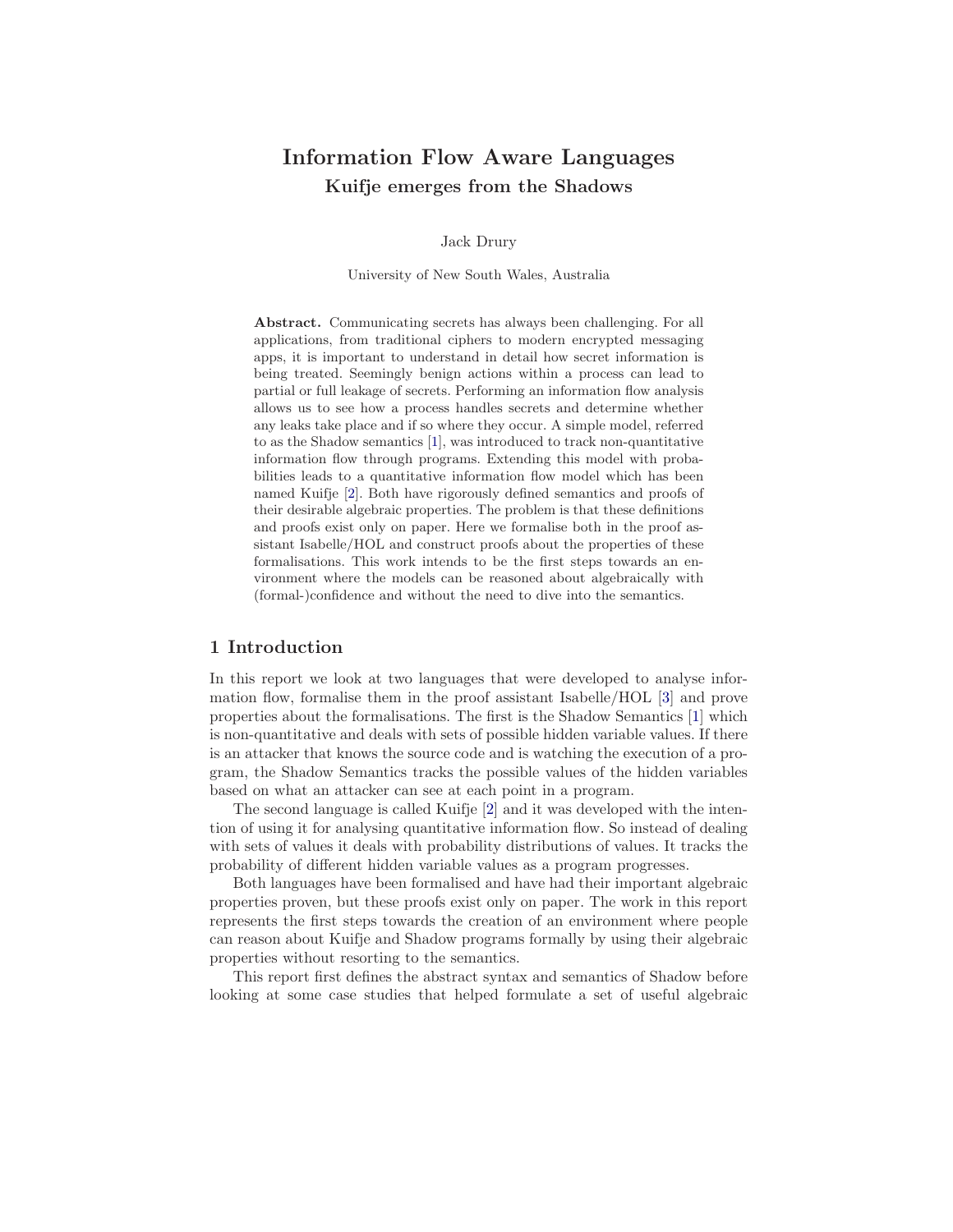# Information Flow Aware Languages

## Kuifje emerges from the Shadows

Jack Drury

University of New South Wales, Australia

**Abstract.** Communicating secrets has always been challenging. For all applications, from traditional ciphers to modern encrypted messaging apps, it is important to understand in detail how secret information is being treated. Seemingly benign actions within a process can lead to partial or full leakage of secrets. Performing an information flow analysis allows us to see how a process handles secrets and determine whether any leaks take place and if so where they occur. A simple model, referred to as the Shadow semantics [1], was introduced to track non-quantitative information flow through programs. Extending this model with probabilities leads to a quantitative information flow model which has been named Kuifje [2]. Both have rigorously defined semantics and proofs of their desirable algebraic properties. The problem is that these definitions and proofs exist only on paper. Here we formalise both in the proof assistant Isabelle/HOL and construct proofs about the properties of these formalisations. This work intends to be the first steps towards an environment where the models can be reasoned about algebraically with (formal-)confidence and without the need to dive into the semantics.

## 1 Introduction

In this report we look at two languages that were developed to analyse information flow, formalise them in the proof assistant Isabelle/HOL [3] and prove properties about the formalisations. The first is the Shadow Semantics [1] which is non-quantitative and deals with sets of possible hidden variable values. If there is an attacker that knows the source code and is watching the execution of a program, the Shadow Semantics tracks the possible values of the hidden variables based on what an attacker can see at each point in a program.

The second language is called Kuifje [2] and it was developed with the intention of using it for analysing quantitative information flow. So instead of dealing with sets of values it deals with probability distributions of values. It tracks the probability of different hidden variable values as a program progresses.

Both languages have been formalised and have had their important algebraic properties proven, but these proofs exist only on paper. The work in this report represents the first steps towards the creation of an environment where people can reason about Kuifje and Shadow programs formally by using their algebraic properties without resorting to the semantics.

This report first defines the abstract syntax and semantics of Shadow before looking at some case studies that helped formulate a set of useful algebraic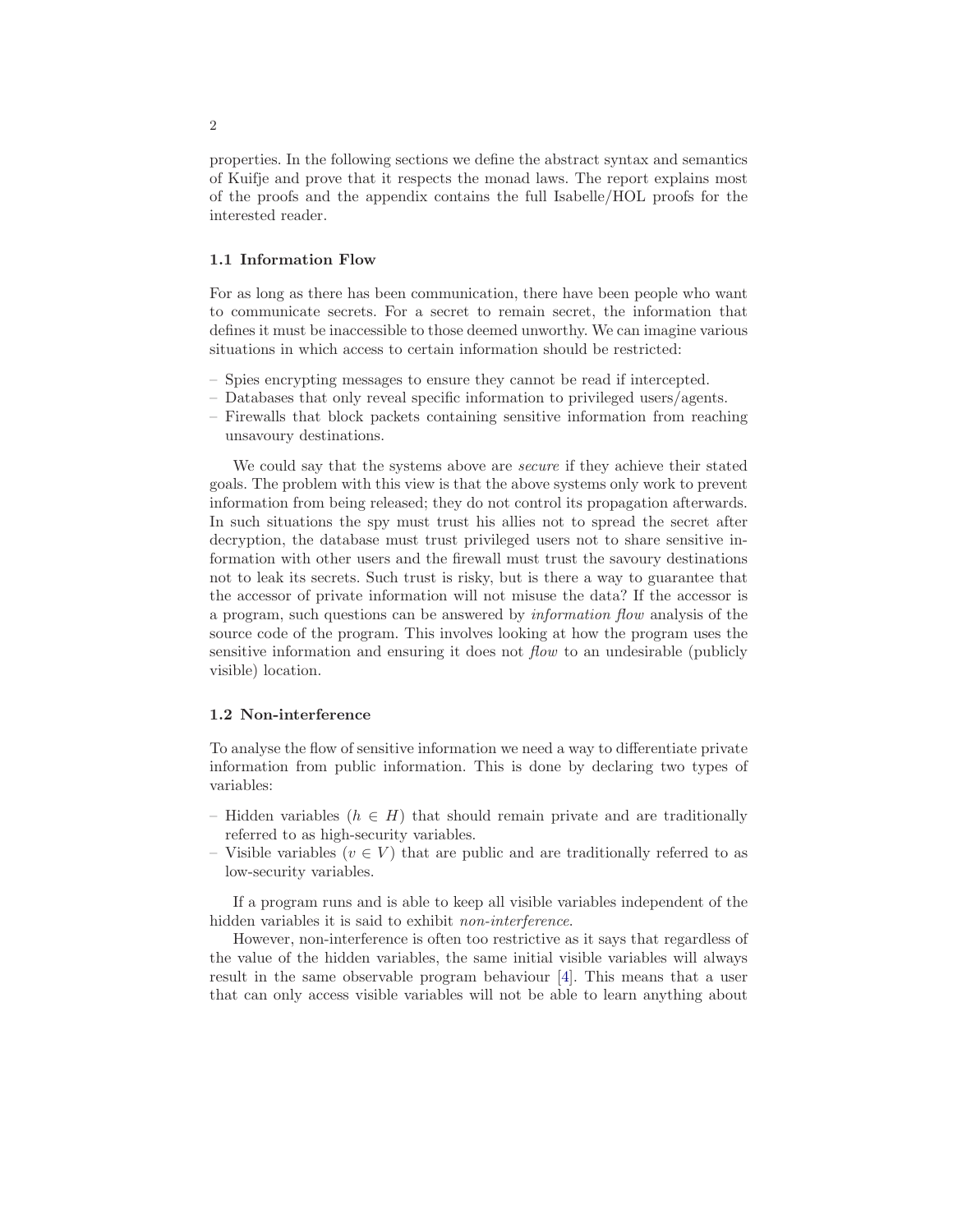properties. In the following sections we define the abstract syntax and semantics of Kuifje and prove that it respects the monad laws. The report explains most of the proofs and the appendix contains the full Isabelle/HOL proofs for the interested reader.

### 1.1 Information Flow

For as long as there has been communication, there have been people who want to communicate secrets. For a secret to remain secret, the information that defines it must be inaccessible to those deemed unworthy. We can imagine various situations in which access to certain information should be restricted:

- Spies encrypting messages to ensure they cannot be read if intercepted.
- Databases that only reveal specific information to privileged users/agents.
- Firewalls that block packets containing sensitive information from reaching unsavoury destinations.

We could say that the systems above are *secure* if they achieve their stated goals. The problem with this view is that the above systems only work to prevent information from being released; they do not control its propagation afterwards. In such situations the spy must trust his allies not to spread the secret after decryption, the database must trust privileged users not to share sensitive information with other users and the firewall must trust the savoury destinations not to leak its secrets. Such trust is risky, but is there a way to guarantee that the accessor of private information will not misuse the data? If the accessor is a program, such questions can be answered by *information flow* analysis of the source code of the program. This involves looking at how the program uses the sensitive information and ensuring it does not *flow* to an undesirable (publicly visible) location.

### 1.2 Non-interference

To analyse the flow of sensitive information we need a way to differentiate private information from public information. This is done by declaring two types of variables:

- Hidden variables ($h \in H$) that should remain private and are traditionally referred to as high-security variables.
- Visible variables ($v \in V$) that are public and are traditionally referred to as low-security variables.

If a program runs and is able to keep all visible variables independent of the hidden variables it is said to exhibit *non-interference*.

However, non-interference is often too restrictive as it says that regardless of the value of the hidden variables, the same initial visible variables will always result in the same observable program behaviour [4]. This means that a user that can only access visible variables will not be able to learn anything about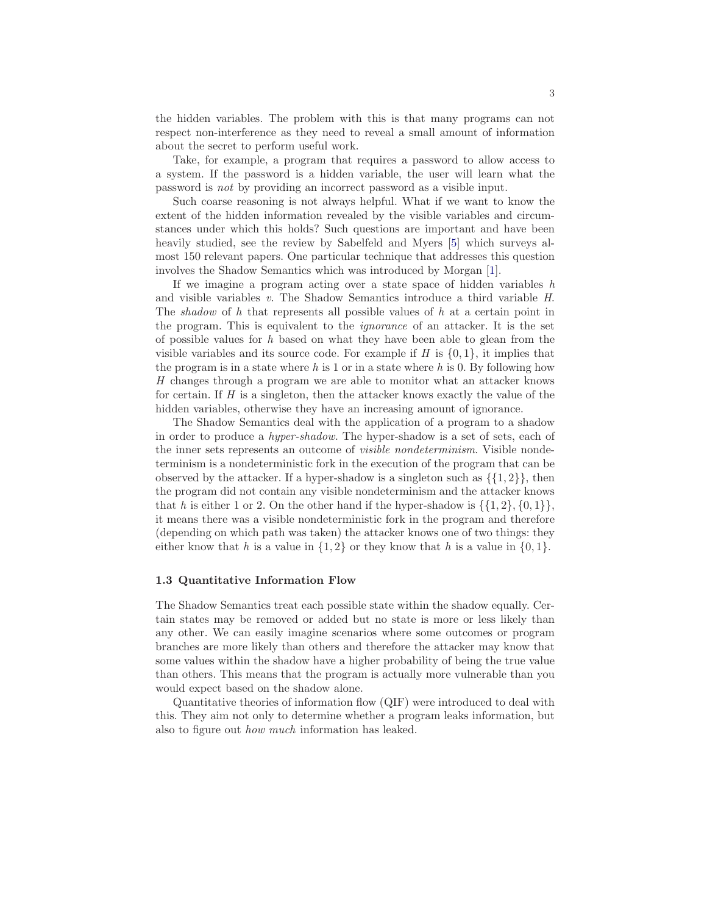the hidden variables. The problem with this is that many programs can not respect non-interference as they need to reveal a small amount of information about the secret to perform useful work.

Take, for example, a program that requires a password to allow access to a system. If the password is a hidden variable, the user will learn what the password is *not* by providing an incorrect password as a visible input.

Such coarse reasoning is not always helpful. What if we want to know the extent of the hidden information revealed by the visible variables and circumstances under which this holds? Such questions are important and have been heavily studied, see the review by Sabelfeld and Myers [5] which surveys almost 150 relevant papers. One particular technique that addresses this question involves the Shadow Semantics which was introduced by Morgan [1].

If we imagine a program acting over a state space of hidden variables $h$ and visible variables $v$. The Shadow Semantics introduce a third variable $H$. The *shadow* of $h$ that represents all possible values of $h$ at a certain point in the program. This is equivalent to the *ignorance* of an attacker. It is the set of possible values for $h$ based on what they have been able to glean from the visible variables and its source code. For example if $H$ is $\{0, 1\}$, it implies that the program is in a state where $h$ is 1 or in a state where $h$ is 0. By following how $H$ changes through a program we are able to monitor what an attacker knows for certain. If $H$ is a singleton, then the attacker knows exactly the value of the hidden variables, otherwise they have an increasing amount of ignorance.

The Shadow Semantics deal with the application of a program to a shadow in order to produce a *hyper-shadow*. The hyper-shadow is a set of sets, each of the inner sets represents an outcome of *visible nondeterminism*. Visible nondeterminism is a nondeterministic fork in the execution of the program that can be observed by the attacker. If a hyper-shadow is a singleton such as $\{\{1, 2\}\}$, then the program did not contain any visible nondeterminism and the attacker knows that $h$ is either 1 or 2. On the other hand if the hyper-shadow is $\{\{1, 2\}, \{0, 1\}\}$, it means there was a visible nondeterministic fork in the program and therefore (depending on which path was taken) the attacker knows one of two things: they either know that $h$ is a value in $\{1, 2\}$ or they know that $h$ is a value in $\{0, 1\}$.

### 1.3 Quantitative Information Flow

The Shadow Semantics treat each possible state within the shadow equally. Certain states may be removed or added but no state is more or less likely than any other. We can easily imagine scenarios where some outcomes or program branches are more likely than others and therefore the attacker may know that some values within the shadow have a higher probability of being the true value than others. This means that the program is actually more vulnerable than you would expect based on the shadow alone.

Quantitative theories of information flow (QIF) were introduced to deal with this. They aim not only to determine whether a program leaks information, but also to figure out *how much* information has leaked.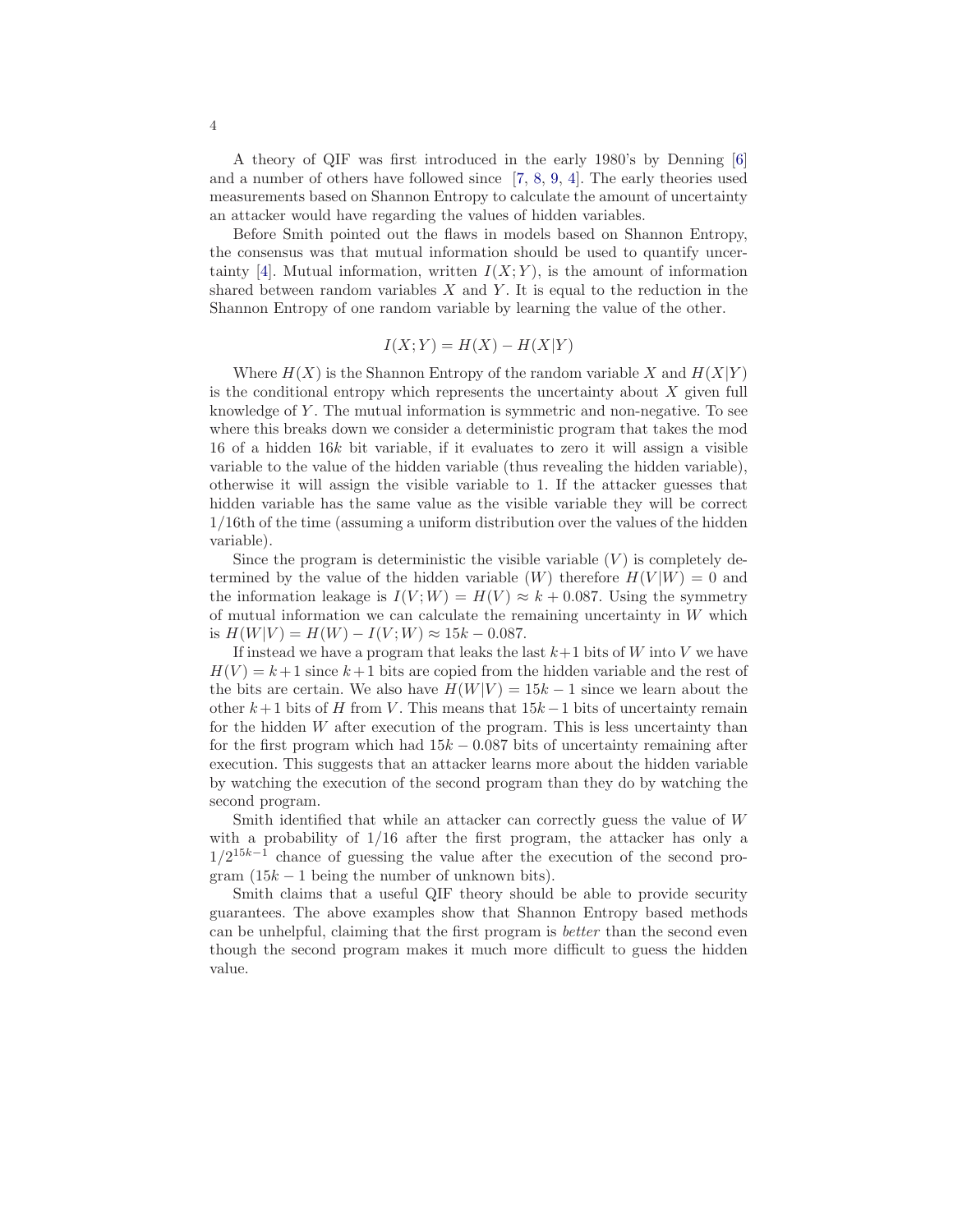A theory of QIF was first introduced in the early 1980's by Denning [6] and a number of others have followed since [7, 8, 9, 4]. The early theories used measurements based on Shannon Entropy to calculate the amount of uncertainty an attacker would have regarding the values of hidden variables.

Before Smith pointed out the flaws in models based on Shannon Entropy, the consensus was that mutual information should be used to quantify uncertainty [4]. Mutual information, written $I(X;Y)$, is the amount of information shared between random variables $X$ and $Y$. It is equal to the reduction in the Shannon Entropy of one random variable by learning the value of the other.

$$I(X;Y) = H(X) - H(X|Y)$$

Where $H(X)$ is the Shannon Entropy of the random variable $X$ and $H(X|Y)$ is the conditional entropy which represents the uncertainty about $X$ given full knowledge of $Y$. The mutual information is symmetric and non-negative. To see where this breaks down we consider a deterministic program that takes the mod 16 of a hidden $16k$ bit variable, if it evaluates to zero it will assign a visible variable to the value of the hidden variable (thus revealing the hidden variable), otherwise it will assign the visible variable to 1. If the attacker guesses that hidden variable has the same value as the visible variable they will be correct 1/16th of the time (assuming a uniform distribution over the values of the hidden variable).

Since the program is deterministic the visible variable ($V$) is completely determined by the value of the hidden variable ($W$) therefore $H(V|W) = 0$ and the information leakage is $I(V;W) = H(V) \approx k + 0.087$. Using the symmetry of mutual information we can calculate the remaining uncertainty in $W$ which is $H(W|V) = H(W) - I(V;W) \approx 15k - 0.087$.

If instead we have a program that leaks the last $k+1$ bits of $W$ into $V$ we have $H(V) = k+1$ since $k+1$ bits are copied from the hidden variable and the rest of the bits are certain. We also have $H(W|V) = 15k - 1$ since we learn about the other $k+1$ bits of $H$ from $V$. This means that $15k-1$ bits of uncertainty remain for the hidden $W$ after execution of the program. This is less uncertainty than for the first program which had $15k - 0.087$ bits of uncertainty remaining after execution. This suggests that an attacker learns more about the hidden variable by watching the execution of the second program than they do by watching the second program.

Smith identified that while an attacker can correctly guess the value of $W$ with a probability of 1/16 after the first program, the attacker has only a $1/2^{15k-1}$ chance of guessing the value after the execution of the second program ($15k - 1$ being the number of unknown bits).

Smith claims that a useful QIF theory should be able to provide security guarantees. The above examples show that Shannon Entropy based methods can be unhelpful, claiming that the first program is *better* than the second even though the second program makes it much more difficult to guess the hidden value.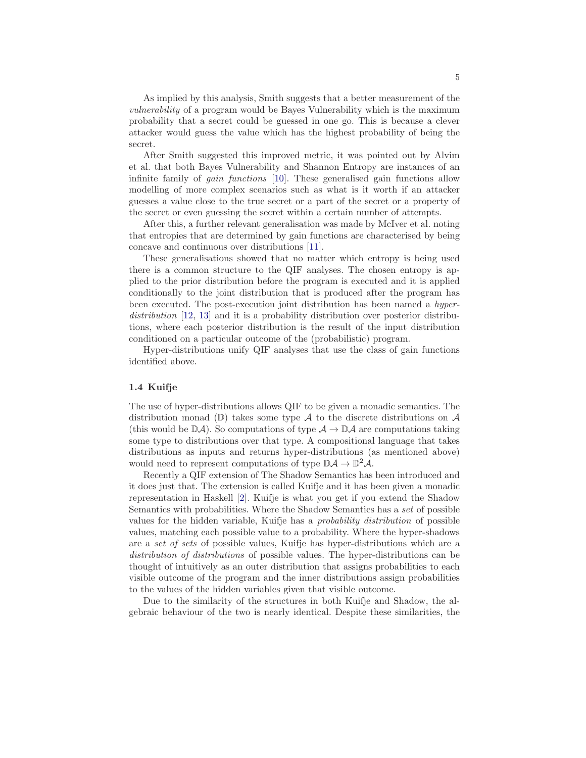As implied by this analysis, Smith suggests that a better measurement of the *vulnerability* of a program would be Bayes Vulnerability which is the maximum probability that a secret could be guessed in one go. This is because a clever attacker would guess the value which has the highest probability of being the secret.

After Smith suggested this improved metric, it was pointed out by Alvim et al. that both Bayes Vulnerability and Shannon Entropy are instances of an infinite family of *gain functions* [10]. These generalised gain functions allow modelling of more complex scenarios such as what is it worth if an attacker guesses a value close to the true secret or a part of the secret or a property of the secret or even guessing the secret within a certain number of attempts.

After this, a further relevant generalisation was made by McIver et al. noting that entropies that are determined by gain functions are characterised by being concave and continuous over distributions [11].

These generalisations showed that no matter which entropy is being used there is a common structure to the QIF analyses. The chosen entropy is applied to the prior distribution before the program is executed and it is applied conditionally to the joint distribution that is produced after the program has been executed. The post-execution joint distribution has been named a *hyper-distribution* [12, 13] and it is a probability distribution over posterior distributions, where each posterior distribution is the result of the input distribution conditioned on a particular outcome of the (probabilistic) program.

Hyper-distributions unify QIF analyses that use the class of gain functions identified above.

### 1.4 Kuifje

The use of hyper-distributions allows QIF to be given a monadic semantics. The distribution monad ($\mathbb{D}$) takes some type $\mathcal{A}$ to the discrete distributions on $\mathcal{A}$ (this would be $\mathbb{D}\mathcal{A}$). So computations of type $\mathcal{A} \to \mathbb{D}\mathcal{A}$ are computations taking some type to distributions over that type. A compositional language that takes distributions as inputs and returns hyper-distributions (as mentioned above) would need to represent computations of type $\mathbb{D}\mathcal{A} \to \mathbb{D}^2\mathcal{A}$.

Recently a QIF extension of The Shadow Semantics has been introduced and it does just that. The extension is called Kuifje and it has been given a monadic representation in Haskell [2]. Kuifje is what you get if you extend the Shadow Semantics with probabilities. Where the Shadow Semantics has a *set* of possible values for the hidden variable, Kuifje has a *probability distribution* of possible values, matching each possible value to a probability. Where the hyper-shadows are a *set of sets* of possible values, Kuifje has hyper-distributions which are a *distribution of distributions* of possible values. The hyper-distributions can be thought of intuitively as an outer distribution that assigns probabilities to each visible outcome of the program and the inner distributions assign probabilities to the values of the hidden variables given that visible outcome.

Due to the similarity of the structures in both Kuifje and Shadow, the algebraic behaviour of the two is nearly identical. Despite these similarities, the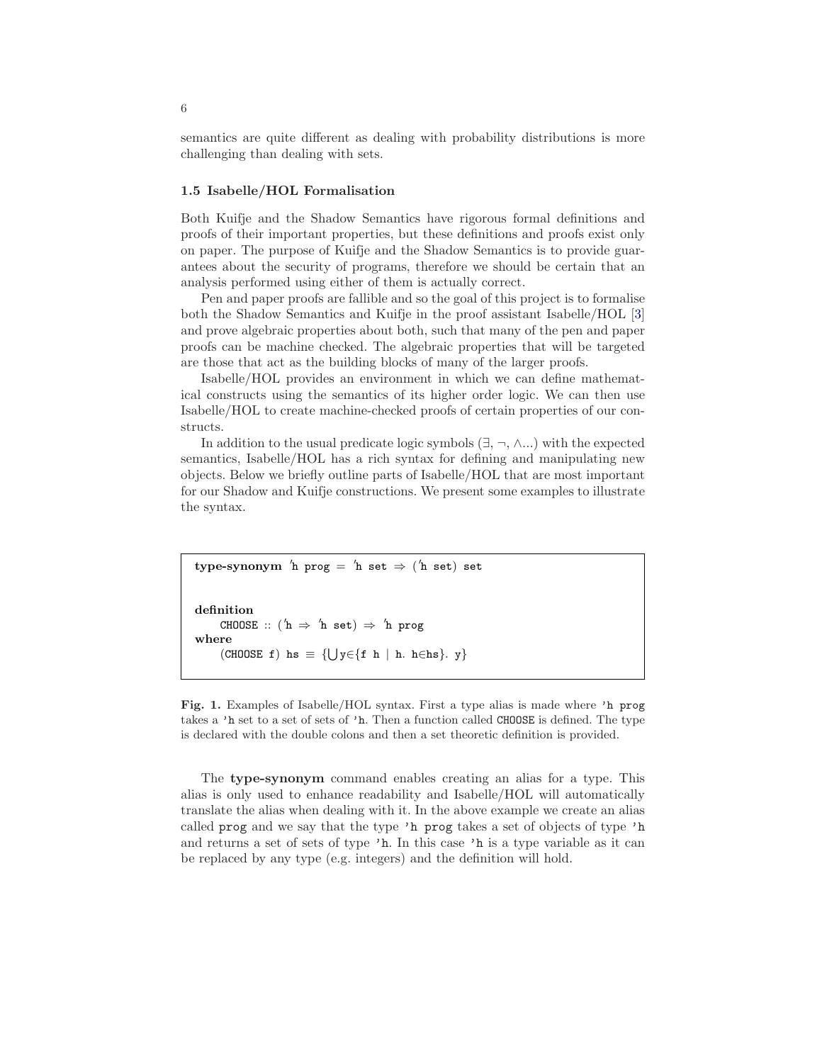semantics are quite different as dealing with probability distributions is more challenging than dealing with sets.

### 1.5 Isabelle/HOL Formalisation

Both Kuifje and the Shadow Semantics have rigorous formal definitions and proofs of their important properties, but these definitions and proofs exist only on paper. The purpose of Kuifje and the Shadow Semantics is to provide guarantees about the security of programs, therefore we should be certain that an analysis performed using either of them is actually correct.

Pen and paper proofs are fallible and so the goal of this project is to formalise both the Shadow Semantics and Kuifje in the proof assistant Isabelle/HOL [3] and prove algebraic properties about both, such that many of the pen and paper proofs can be machine checked. The algebraic properties that will be targeted are those that act as the building blocks of many of the larger proofs.

Isabelle/HOL provides an environment in which we can define mathematical constructs using the semantics of its higher order logic. We can then use Isabelle/HOL to create machine-checked proofs of certain properties of our constructs.

In addition to the usual predicate logic symbols (∃, ¬, ∧...) with the expected semantics, Isabelle/HOL has a rich syntax for defining and manipulating new objects. Below we briefly outline parts of Isabelle/HOL that are most important for our Shadow and Kuifje constructions. We present some examples to illustrate the syntax.

```
type-synonym 'h prog = 'h set ⇒ ('h set) set


definition
    CHOOSE :: ('h ⇒ 'h set) ⇒ 'h prog
where
    (CHOOSE f) hs ≡ {⋃y∈{f h | h. h∈hs}. y}
```

**Fig. 1.** Examples of Isabelle/HOL syntax. First a type alias is made where `'h prog` takes a `'h` set to a set of sets of `'h`. Then a function called `CHOOSE` is defined. The type is declared with the double colons and then a set theoretic definition is provided.

The **type-synonym** command enables creating an alias for a type. This alias is only used to enhance readability and Isabelle/HOL will automatically translate the alias when dealing with it. In the above example we create an alias called `prog` and we say that the type `'h prog` takes a set of objects of type `'h` and returns a set of sets of type `'h`. In this case `'h` is a type variable as it can be replaced by any type (e.g. integers) and the definition will hold.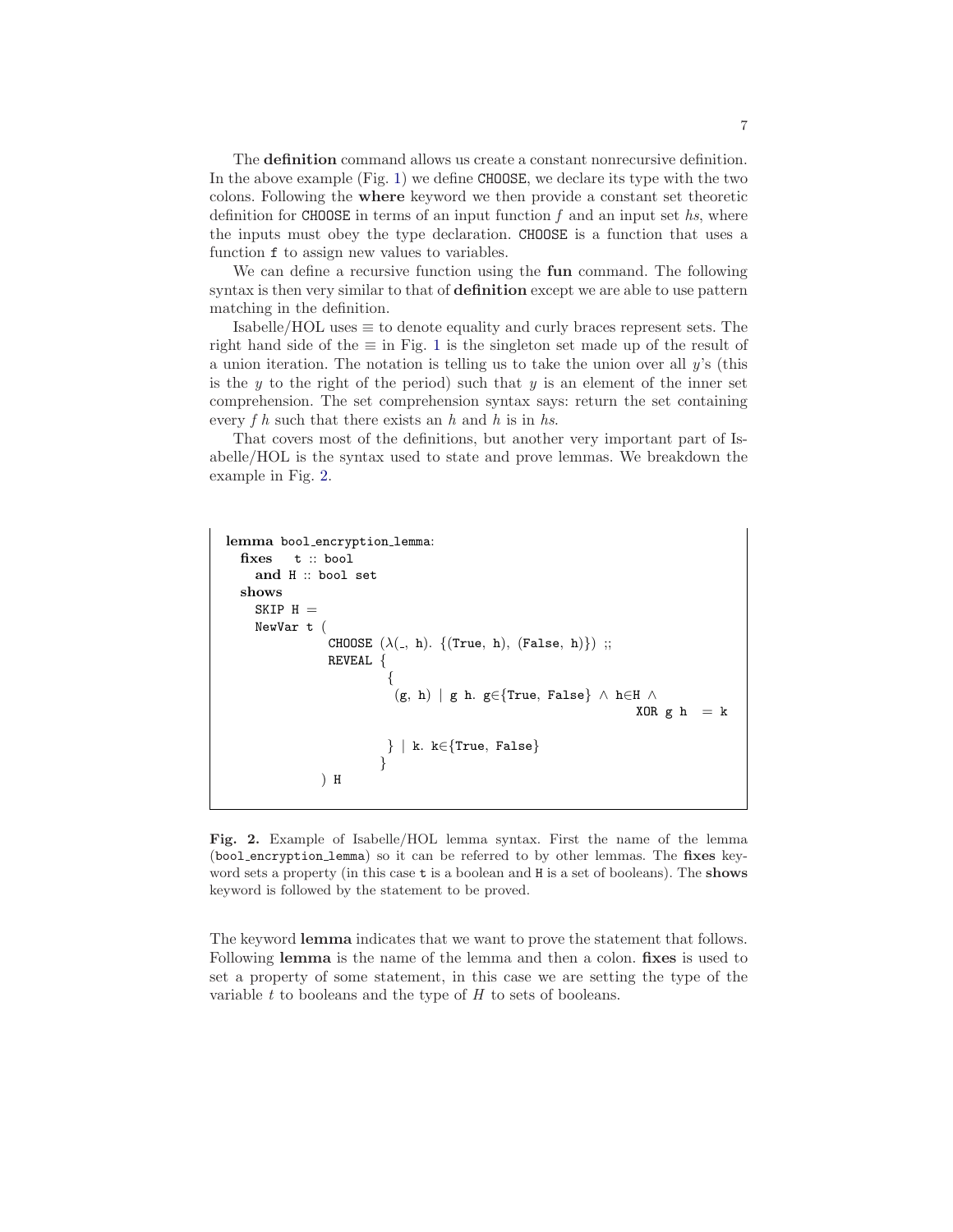The **definition** command allows us create a constant nonrecursive definition. In the above example (Fig. 1) we define CHOOSE, we declare its type with the two colons. Following the **where** keyword we then provide a constant set theoretic definition for CHOOSE in terms of an input function $f$ and an input set $hs$, where the inputs must obey the type declaration. CHOOSE is a function that uses a function f to assign new values to variables.

We can define a recursive function using the **fun** command. The following syntax is then very similar to that of **definition** except we are able to use pattern matching in the definition.

Isabelle/HOL uses $\equiv$ to denote equality and curly braces represent sets. The right hand side of the $\equiv$ in Fig. 1 is the singleton set made up of the result of a union iteration. The notation is telling us to take the union over all $y$'s (this is the $y$ to the right of the period) such that $y$ is an element of the inner set comprehension. The set comprehension syntax says: return the set containing every $f\ h$ such that there exists an $h$ and $h$ is in $hs$.

That covers most of the definitions, but another very important part of Isabelle/HOL is the syntax used to state and prove lemmas. We breakdown the example in Fig. 2.

```
lemma bool_encryption_lemma:
  fixes   t :: bool
    and H :: bool set
  shows
    SKIP H =
    NewVar t (
              CHOOSE (λ(_, h). {(True, h), (False, h)}) ;;
              REVEAL {
                      {
                       (g, h) | g h. g∈{True, False} ∧ h∈H ∧
                                                    XOR g h  = k

                      } | k. k∈{True, False}
                     }
             ) H
```

**Fig. 2.** Example of Isabelle/HOL lemma syntax. First the name of the lemma (bool_encryption_lemma) so it can be referred to by other lemmas. The **fixes** keyword sets a property (in this case t is a boolean and H is a set of booleans). The **shows** keyword is followed by the statement to be proved.

The keyword **lemma** indicates that we want to prove the statement that follows. Following **lemma** is the name of the lemma and then a colon. **fixes** is used to set a property of some statement, in this case we are setting the type of the variable $t$ to booleans and the type of $H$ to sets of booleans.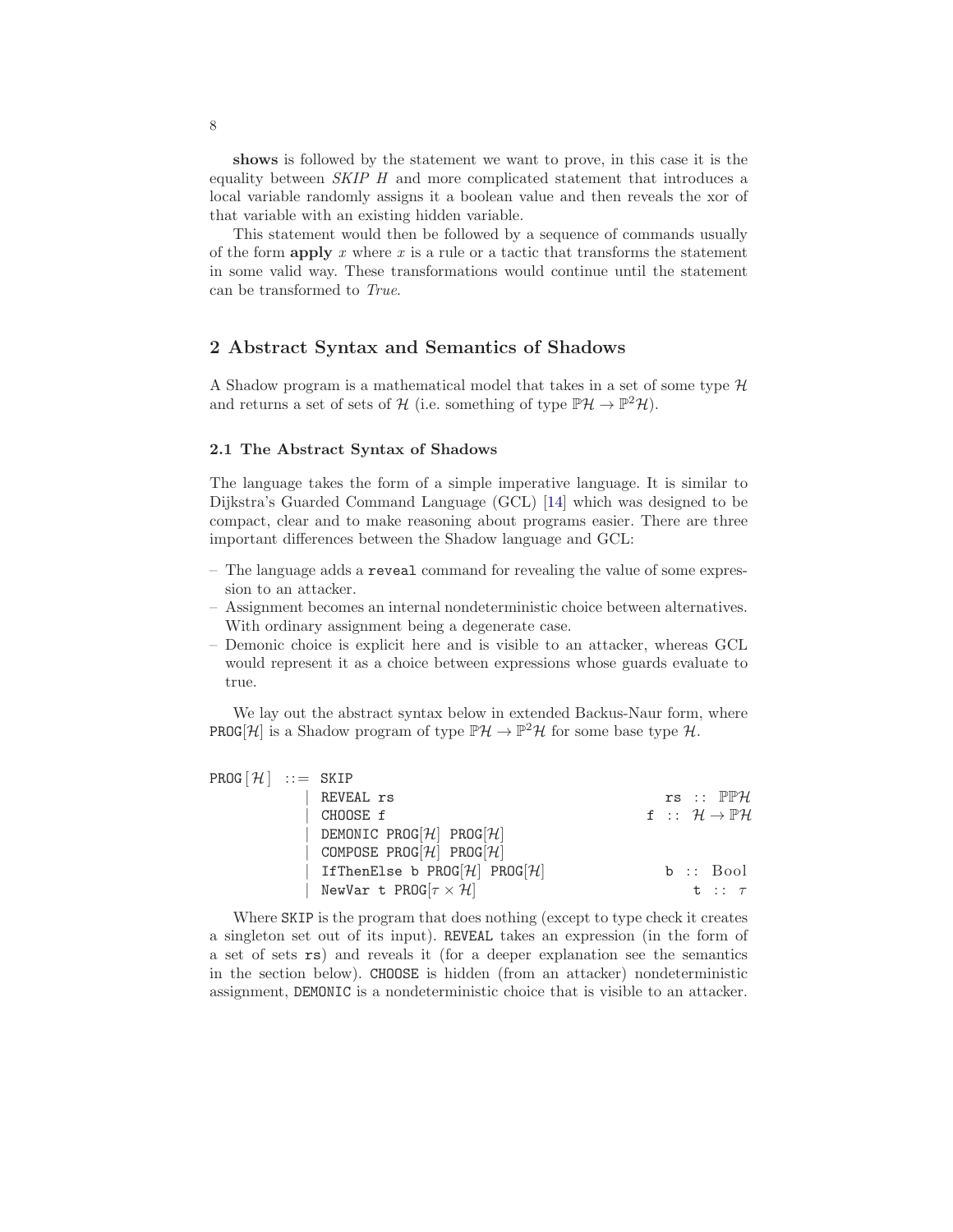**shows** is followed by the statement we want to prove, in this case it is the equality between *SKIP H* and more complicated statement that introduces a local variable randomly assigns it a boolean value and then reveals the xor of that variable with an existing hidden variable.

This statement would then be followed by a sequence of commands usually of the form **apply** $x$ where $x$ is a rule or a tactic that transforms the statement in some valid way. These transformations would continue until the statement can be transformed to *True*.

## 2 Abstract Syntax and Semantics of Shadows

A Shadow program is a mathematical model that takes in a set of some type $\mathcal{H}$ and returns a set of sets of $\mathcal{H}$ (i.e. something of type $\mathbb{P}\mathcal{H} \rightarrow \mathbb{P}^2\mathcal{H}$).

### 2.1 The Abstract Syntax of Shadows

The language takes the form of a simple imperative language. It is similar to Dijkstra's Guarded Command Language (GCL) [14] which was designed to be compact, clear and to make reasoning about programs easier. There are three important differences between the Shadow language and GCL:

- The language adds a `reveal` command for revealing the value of some expression to an attacker.
- Assignment becomes an internal nondeterministic choice between alternatives. With ordinary assignment being a degenerate case.
- Demonic choice is explicit here and is visible to an attacker, whereas GCL would represent it as a choice between expressions whose guards evaluate to true.

We lay out the abstract syntax below in extended Backus-Naur form, where PROG[$\mathcal{H}$] is a Shadow program of type $\mathbb{P}\mathcal{H} \rightarrow \mathbb{P}^2\mathcal{H}$ for some base type $\mathcal{H}$.

```
PROG[H] ::= SKIP
          | REVEAL rs                          rs :: ℙℙH
          | CHOOSE f                           f :: H → ℙH
          | DEMONIC PROG[H] PROG[H]
          | COMPOSE PROG[H] PROG[H]
          | IfThenElse b PROG[H] PROG[H]       b :: Bool
          | NewVar t PROG[τ × H]               t :: τ
```

Where SKIP is the program that does nothing (except to type check it creates a singleton set out of its input). REVEAL takes an expression (in the form of a set of sets rs) and reveals it (for a deeper explanation see the semantics in the section below). CHOOSE is hidden (from an attacker) nondeterministic assignment, DEMONIC is a nondeterministic choice that is visible to an attacker.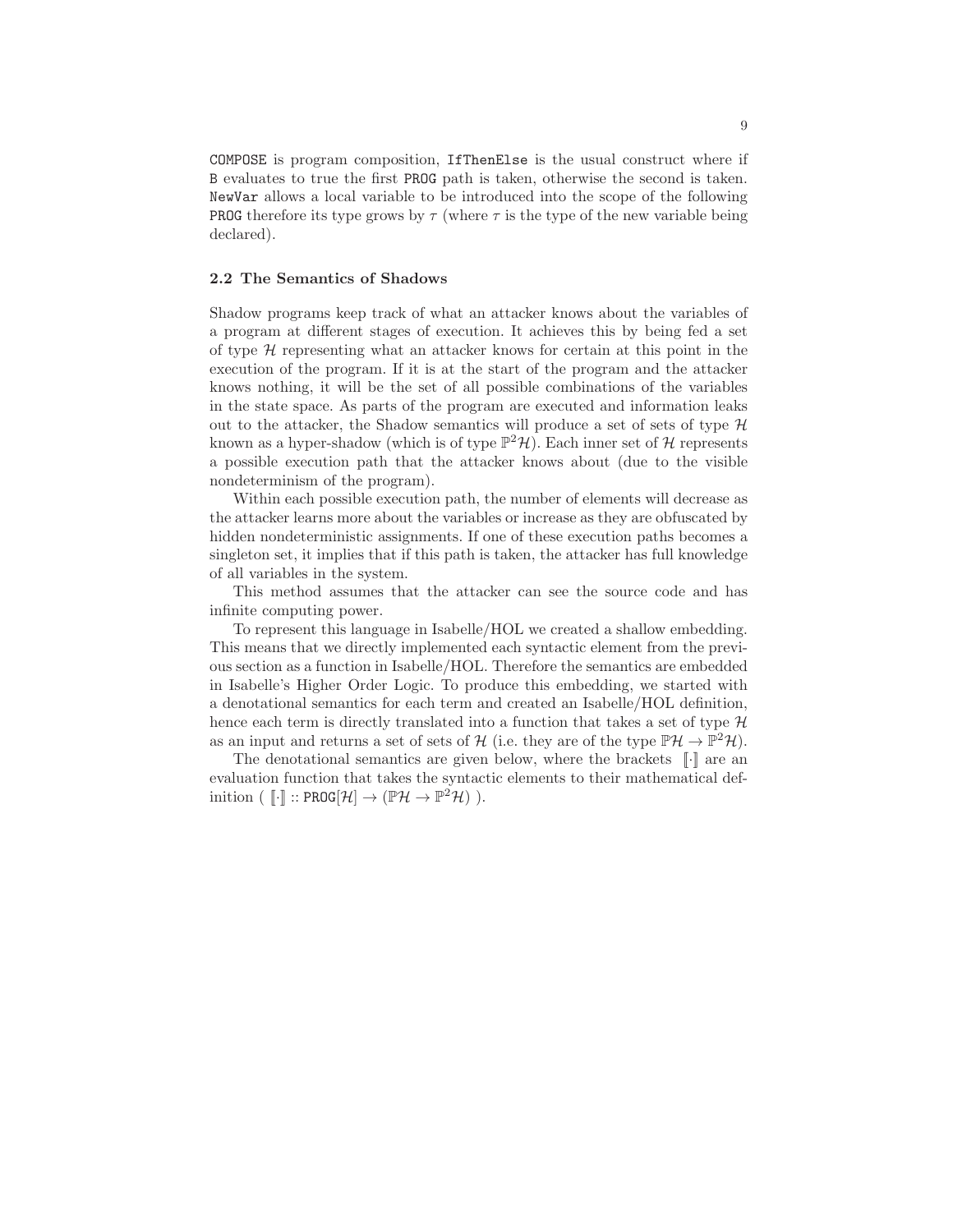`COMPOSE` is program composition, `IfThenElse` is the usual construct where if `B` evaluates to true the first `PROG` path is taken, otherwise the second is taken. `NewVar` allows a local variable to be introduced into the scope of the following `PROG` therefore its type grows by $\tau$ (where $\tau$ is the type of the new variable being declared).

### 2.2 The Semantics of Shadows

Shadow programs keep track of what an attacker knows about the variables of a program at different stages of execution. It achieves this by being fed a set of type $\mathcal{H}$ representing what an attacker knows for certain at this point in the execution of the program. If it is at the start of the program and the attacker knows nothing, it will be the set of all possible combinations of the variables in the state space. As parts of the program are executed and information leaks out to the attacker, the Shadow semantics will produce a set of sets of type $\mathcal{H}$ known as a hyper-shadow (which is of type $\mathbb{P}^2\mathcal{H}$). Each inner set of $\mathcal{H}$ represents a possible execution path that the attacker knows about (due to the visible nondeterminism of the program).

Within each possible execution path, the number of elements will decrease as the attacker learns more about the variables or increase as they are obfuscated by hidden nondeterministic assignments. If one of these execution paths becomes a singleton set, it implies that if this path is taken, the attacker has full knowledge of all variables in the system.

This method assumes that the attacker can see the source code and has infinite computing power.

To represent this language in Isabelle/HOL we created a shallow embedding. This means that we directly implemented each syntactic element from the previous section as a function in Isabelle/HOL. Therefore the semantics are embedded in Isabelle's Higher Order Logic. To produce this embedding, we started with a denotational semantics for each term and created an Isabelle/HOL definition, hence each term is directly translated into a function that takes a set of type $\mathcal{H}$ as an input and returns a set of sets of $\mathcal{H}$ (i.e. they are of the type $\mathbb{P}\mathcal{H} \rightarrow \mathbb{P}^2\mathcal{H}$).

The denotational semantics are given below, where the brackets $[\![\cdot]\!]$ are an evaluation function that takes the syntactic elements to their mathematical definition ( $[\![\cdot]\!] :: \texttt{PROG}[\mathcal{H}] \rightarrow (\mathbb{P}\mathcal{H} \rightarrow \mathbb{P}^2\mathcal{H})$ ).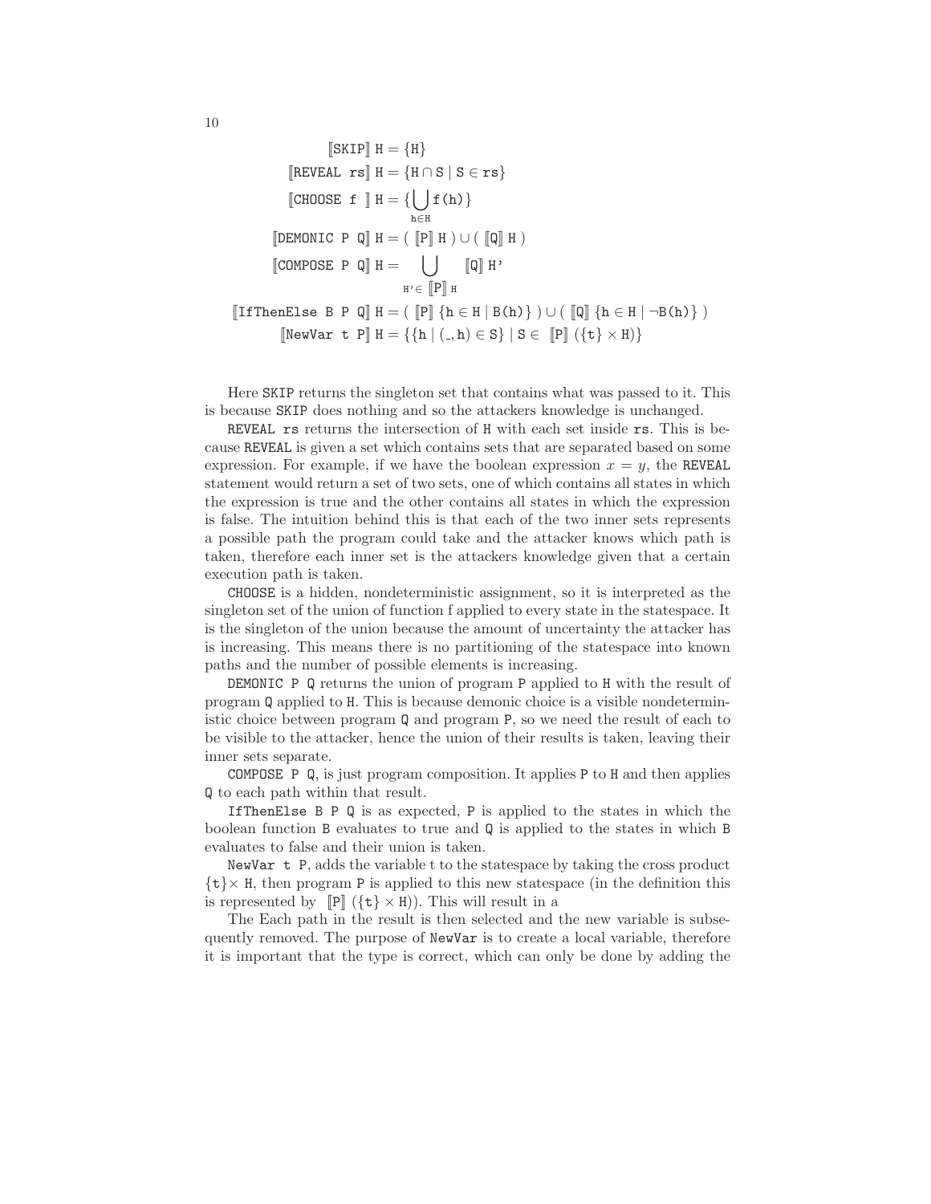$$[\![\texttt{SKIP}]\!]\ \texttt{H} = \{\texttt{H}\}$$

$$[\![\texttt{REVEAL rs}]\!]\ \texttt{H} = \{\texttt{H} \cap \texttt{S} \mid \texttt{S} \in \texttt{rs}\}$$

$$[\![\texttt{CHOOSE f }]\!]\ \texttt{H} = \{\bigcup_{\texttt{h} \in \texttt{H}} \texttt{f(h)}\}$$

$$[\![\texttt{DEMONIC P Q}]\!]\ \texttt{H} = (\ [\![\texttt{P}]\!]\ \texttt{H}\ ) \cup (\ [\![\texttt{Q}]\!]\ \texttt{H}\ )$$

$$[\![\texttt{COMPOSE P Q}]\!]\ \texttt{H} = \bigcup_{\texttt{H'} \in\ [\![\texttt{P}]\!]\ \texttt{H}} [\![\texttt{Q}]\!]\ \texttt{H'}$$

$$[\![\texttt{IfThenElse B P Q}]\!]\ \texttt{H} = (\ [\![\texttt{P}]\!]\ \{\texttt{h} \in \texttt{H} \mid \texttt{B(h)}\}\ ) \cup (\ [\![\texttt{Q}]\!]\ \{\texttt{h} \in \texttt{H} \mid \neg\texttt{B(h)}\}\ )$$

$$[\![\texttt{NewVar t P}]\!]\ \texttt{H} = \{\{\texttt{h} \mid (\_, \texttt{h}) \in \texttt{S}\} \mid \texttt{S} \in\ [\![\texttt{P}]\!]\ (\{\texttt{t}\} \times \texttt{H})\}$$

Here SKIP returns the singleton set that contains what was passed to it. This is because SKIP does nothing and so the attackers knowledge is unchanged.

REVEAL rs returns the intersection of H with each set inside rs. This is because REVEAL is given a set which contains sets that are separated based on some expression. For example, if we have the boolean expression $x = y$, the REVEAL statement would return a set of two sets, one of which contains all states in which the expression is true and the other contains all states in which the expression is false. The intuition behind this is that each of the two inner sets represents a possible path the program could take and the attacker knows which path is taken, therefore each inner set is the attackers knowledge given that a certain execution path is taken.

CHOOSE is a hidden, nondeterministic assignment, so it is interpreted as the singleton set of the union of function f applied to every state in the statespace. It is the singleton of the union because the amount of uncertainty the attacker has is increasing. This means there is no partitioning of the statespace into known paths and the number of possible elements is increasing.

DEMONIC P Q returns the union of program P applied to H with the result of program Q applied to H. This is because demonic choice is a visible nondeterministic choice between program Q and program P, so we need the result of each to be visible to the attacker, hence the union of their results is taken, leaving their inner sets separate.

COMPOSE P Q, is just program composition. It applies P to H and then applies Q to each path within that result.

IfThenElse B P Q is as expected, P is applied to the states in which the boolean function B evaluates to true and Q is applied to the states in which B evaluates to false and their union is taken.

NewVar t P, adds the variable t to the statespace by taking the cross product $\{\texttt{t}\} \times$ H, then program P is applied to this new statespace (in the definition this is represented by $[\![\texttt{P}]\!]\ (\{\texttt{t}\} \times \texttt{H})$). This will result in a

The Each path in the result is then selected and the new variable is subsequently removed. The purpose of NewVar is to create a local variable, therefore it is important that the type is correct, which can only be done by adding the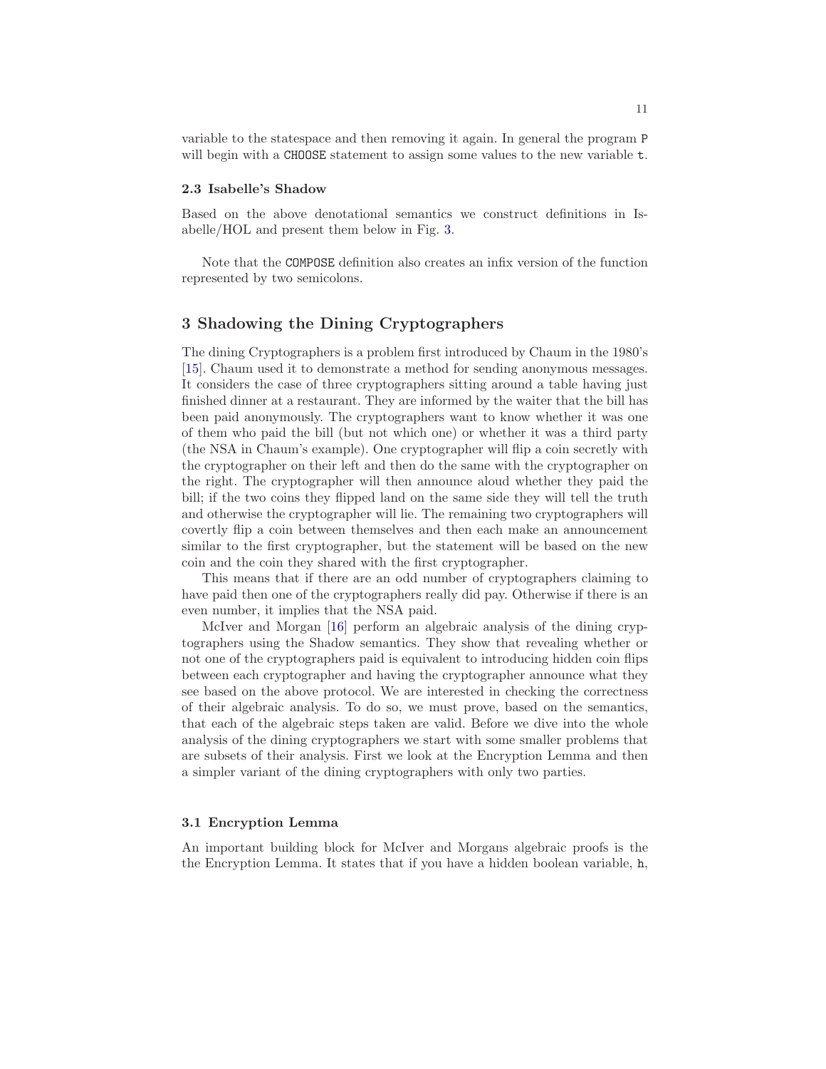variable to the statespace and then removing it again. In general the program `P` will begin with a `CHOOSE` statement to assign some values to the new variable `t`.

### 2.3 Isabelle's Shadow

Based on the above denotational semantics we construct definitions in Isabelle/HOL and present them below in Fig. 3.

Note that the `COMPOSE` definition also creates an infix version of the function represented by two semicolons.

## 3 Shadowing the Dining Cryptographers

The dining Cryptographers is a problem first introduced by Chaum in the 1980's [15]. Chaum used it to demonstrate a method for sending anonymous messages. It considers the case of three cryptographers sitting around a table having just finished dinner at a restaurant. They are informed by the waiter that the bill has been paid anonymously. The cryptographers want to know whether it was one of them who paid the bill (but not which one) or whether it was a third party (the NSA in Chaum's example). One cryptographer will flip a coin secretly with the cryptographer on their left and then do the same with the cryptographer on the right. The cryptographer will then announce aloud whether they paid the bill; if the two coins they flipped land on the same side they will tell the truth and otherwise the cryptographer will lie. The remaining two cryptographers will covertly flip a coin between themselves and then each make an announcement similar to the first cryptographer, but the statement will be based on the new coin and the coin they shared with the first cryptographer.

This means that if there are an odd number of cryptographers claiming to have paid then one of the cryptographers really did pay. Otherwise if there is an even number, it implies that the NSA paid.

McIver and Morgan [16] perform an algebraic analysis of the dining cryptographers using the Shadow semantics. They show that revealing whether or not one of the cryptographers paid is equivalent to introducing hidden coin flips between each cryptographer and having the cryptographer announce what they see based on the above protocol. We are interested in checking the correctness of their algebraic analysis. To do so, we must prove, based on the semantics, that each of the algebraic steps taken are valid. Before we dive into the whole analysis of the dining cryptographers we start with some smaller problems that are subsets of their analysis. First we look at the Encryption Lemma and then a simpler variant of the dining cryptographers with only two parties.

### 3.1 Encryption Lemma

An important building block for McIver and Morgans algebraic proofs is the the Encryption Lemma. It states that if you have a hidden boolean variable, `h`,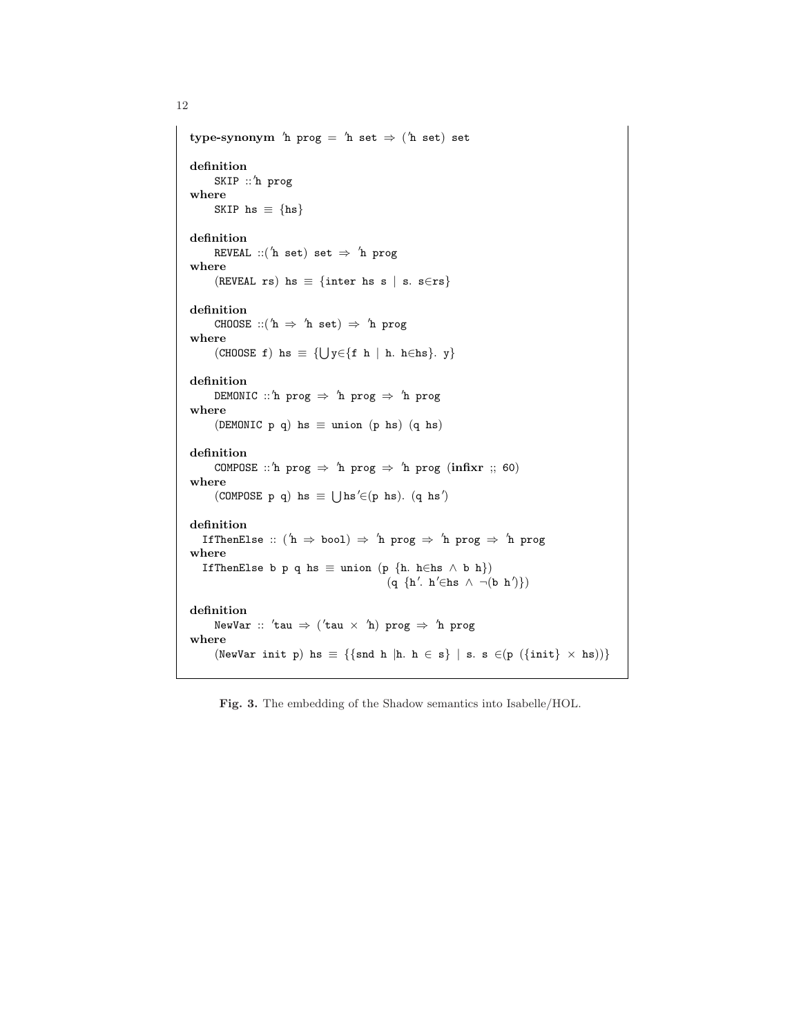```
type-synonym 'h prog = 'h set ⇒ ('h set) set

definition
    SKIP ::'h prog
where
    SKIP hs ≡ {hs}

definition
    REVEAL ::('h set) set ⇒ 'h prog
where
    (REVEAL rs) hs ≡ {inter hs s | s. s∈rs}

definition
    CHOOSE ::('h ⇒ 'h set) ⇒ 'h prog
where
    (CHOOSE f) hs ≡ {⋃y∈{f h | h. h∈hs}. y}

definition
    DEMONIC ::'h prog ⇒ 'h prog ⇒ 'h prog
where
    (DEMONIC p q) hs ≡ union (p hs) (q hs)

definition
    COMPOSE ::'h prog ⇒ 'h prog ⇒ 'h prog (infixr ;; 60)
where
    (COMPOSE p q) hs ≡ ⋃hs'∈(p hs). (q hs')

definition
  IfThenElse :: ('h ⇒ bool) ⇒ 'h prog ⇒ 'h prog ⇒ 'h prog
where
  IfThenElse b p q hs ≡ union (p {h. h∈hs ∧ b h})
                              (q {h'. h'∈hs ∧ ¬(b h')})

definition
    NewVar :: 'tau ⇒ ('tau × 'h) prog ⇒ 'h prog
where
    (NewVar init p) hs ≡ {{snd h |h. h ∈ s} | s. s ∈(p ({init} × hs))}
```

**Fig. 3.** The embedding of the Shadow semantics into Isabelle/HOL.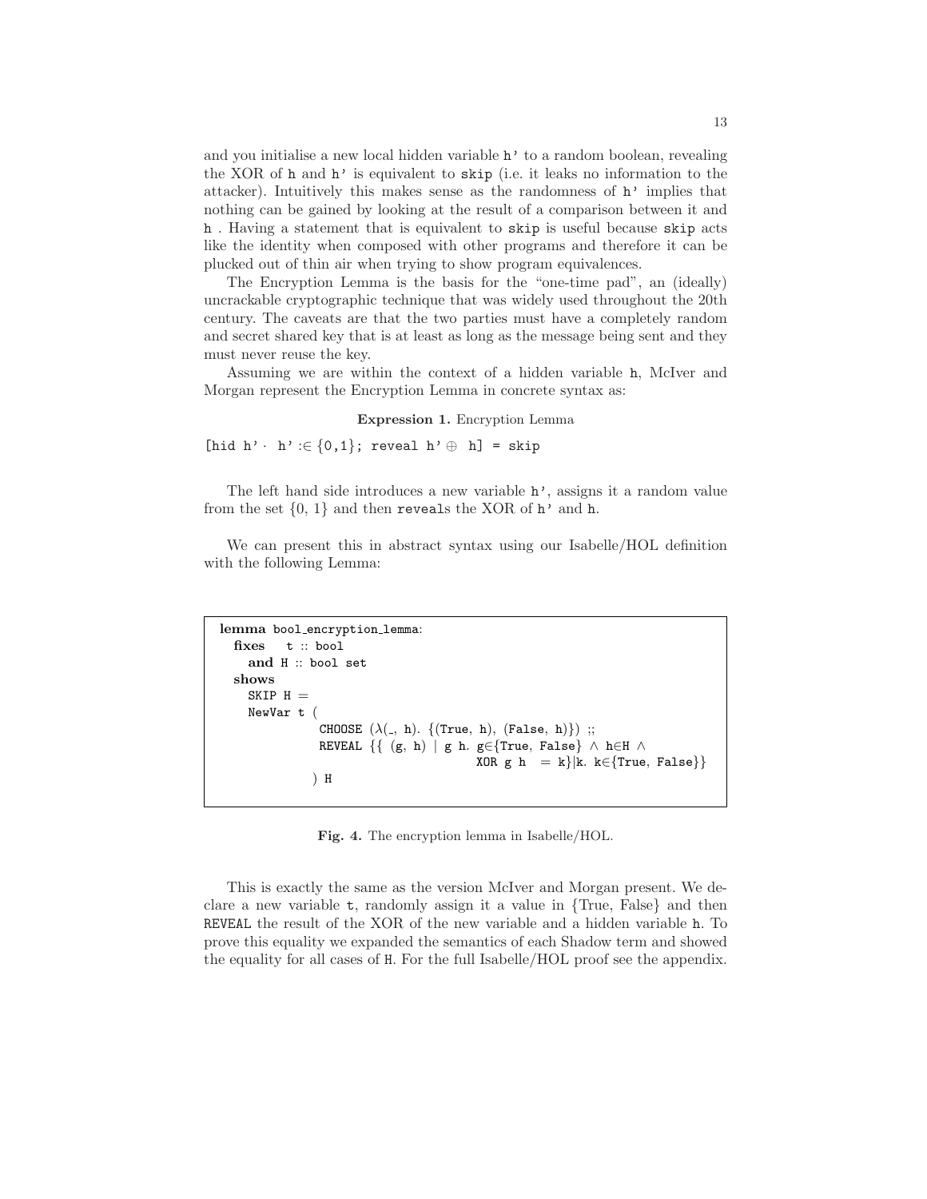and you initialise a new local hidden variable `h'` to a random boolean, revealing the XOR of `h` and `h'` is equivalent to `skip` (i.e. it leaks no information to the attacker). Intuitively this makes sense as the randomness of `h'` implies that nothing can be gained by looking at the result of a comparison between it and `h` . Having a statement that is equivalent to `skip` is useful because `skip` acts like the identity when composed with other programs and therefore it can be plucked out of thin air when trying to show program equivalences.

The Encryption Lemma is the basis for the "one-time pad", an (ideally) uncrackable cryptographic technique that was widely used throughout the 20th century. The caveats are that the two parties must have a completely random and secret shared key that is at least as long as the message being sent and they must never reuse the key.

Assuming we are within the context of a hidden variable `h`, McIver and Morgan represent the Encryption Lemma in concrete syntax as:

**Expression 1.** Encryption Lemma

```
[hid h'· h':∈ {0,1}; reveal h'⊕ h] = skip
```

The left hand side introduces a new variable `h'`, assigns it a random value from the set {0, 1} and then `reveal`s the XOR of `h'` and `h`.

We can present this in abstract syntax using our Isabelle/HOL definition with the following Lemma:

```
lemma bool_encryption_lemma:
  fixes   t :: bool
    and H :: bool set
  shows
    SKIP H =
    NewVar t (
             CHOOSE (λ(_, h). {(True, h), (False, h)}) ;;
             REVEAL {{ (g, h) | g h. g∈{True, False} ∧ h∈H ∧
                                     XOR g h  = k}|k. k∈{True, False}}
            ) H
```

**Fig. 4.** The encryption lemma in Isabelle/HOL.

This is exactly the same as the version McIver and Morgan present. We declare a new variable `t`, randomly assign it a value in {True, False} and then `REVEAL` the result of the XOR of the new variable and a hidden variable `h`. To prove this equality we expanded the semantics of each Shadow term and showed the equality for all cases of `H`. For the full Isabelle/HOL proof see the appendix.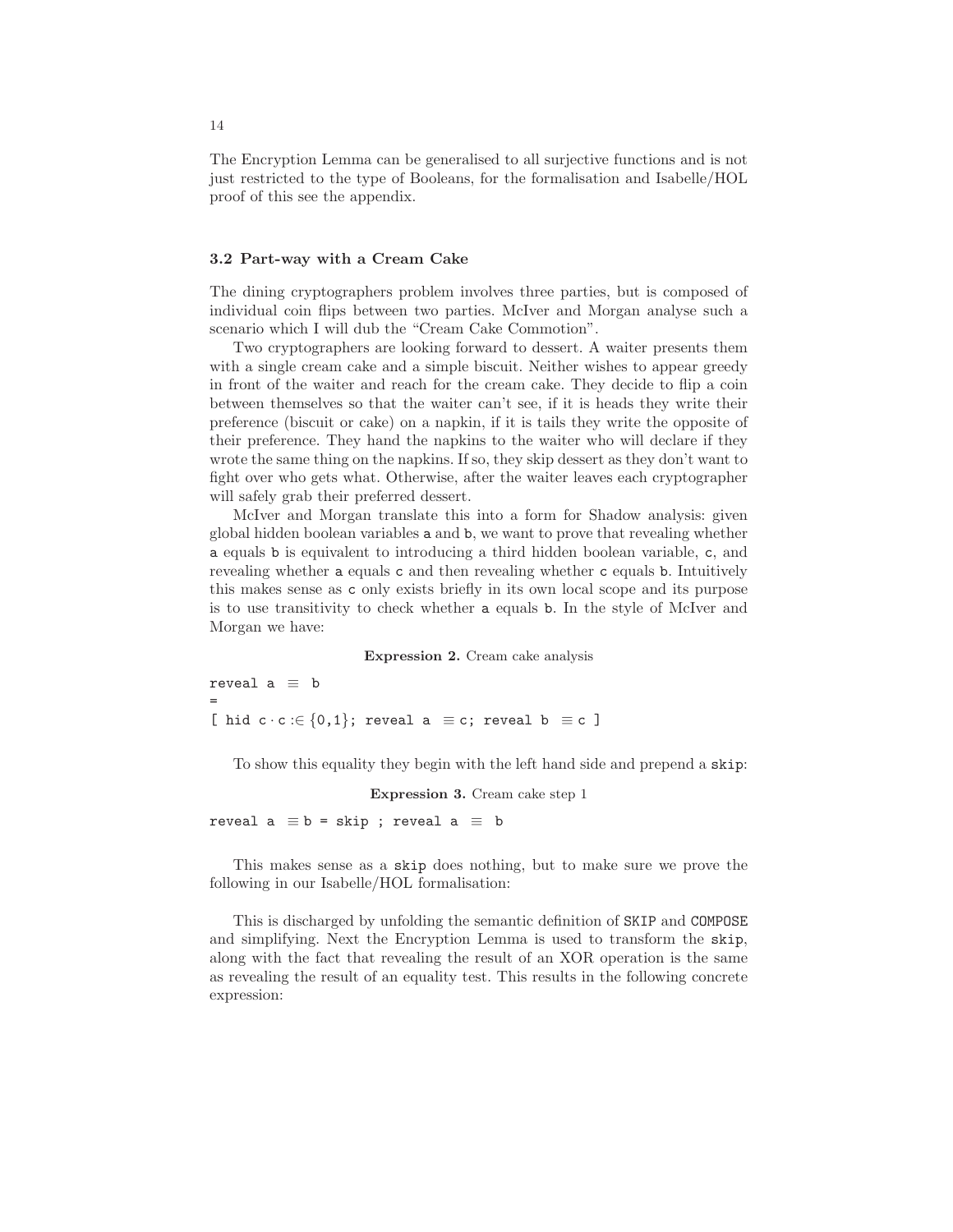The Encryption Lemma can be generalised to all surjective functions and is not just restricted to the type of Booleans, for the formalisation and Isabelle/HOL proof of this see the appendix.

### 3.2 Part-way with a Cream Cake

The dining cryptographers problem involves three parties, but is composed of individual coin flips between two parties. McIver and Morgan analyse such a scenario which I will dub the "Cream Cake Commotion".

Two cryptographers are looking forward to dessert. A waiter presents them with a single cream cake and a simple biscuit. Neither wishes to appear greedy in front of the waiter and reach for the cream cake. They decide to flip a coin between themselves so that the waiter can't see, if it is heads they write their preference (biscuit or cake) on a napkin, if it is tails they write the opposite of their preference. They hand the napkins to the waiter who will declare if they wrote the same thing on the napkins. If so, they skip dessert as they don't want to fight over who gets what. Otherwise, after the waiter leaves each cryptographer will safely grab their preferred dessert.

McIver and Morgan translate this into a form for Shadow analysis: given global hidden boolean variables `a` and `b`, we want to prove that revealing whether `a` equals `b` is equivalent to introducing a third hidden boolean variable, `c`, and revealing whether `a` equals `c` and then revealing whether `c` equals `b`. Intuitively this makes sense as `c` only exists briefly in its own local scope and its purpose is to use transitivity to check whether `a` equals `b`. In the style of McIver and Morgan we have:

**Expression 2.** Cream cake analysis

```
reveal a ≡ b
=
[ hid c · c :∈ {0,1}; reveal a ≡ c; reveal b ≡ c ]
```

To show this equality they begin with the left hand side and prepend a `skip`:

**Expression 3.** Cream cake step 1

```
reveal a ≡ b = skip ; reveal a ≡ b
```

This makes sense as a `skip` does nothing, but to make sure we prove the following in our Isabelle/HOL formalisation:

This is discharged by unfolding the semantic definition of `SKIP` and `COMPOSE` and simplifying. Next the Encryption Lemma is used to transform the `skip`, along with the fact that revealing the result of an XOR operation is the same as revealing the result of an equality test. This results in the following concrete expression: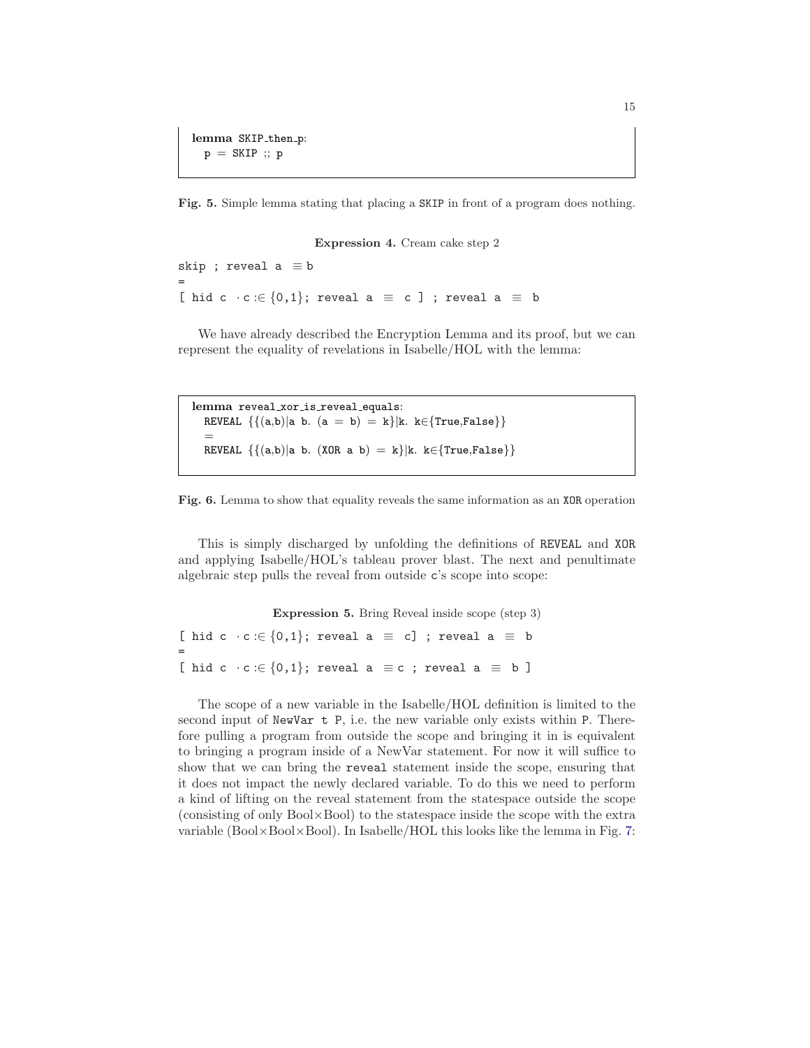```
lemma SKIP_then_p:
  p = SKIP ;; p
```

**Fig. 5.** Simple lemma stating that placing a SKIP in front of a program does nothing.

**Expression 4.** Cream cake step 2

```
skip ; reveal a ≡ b
=
[ hid c · c :∈ {0,1}; reveal a ≡ c ] ; reveal a ≡ b
```

We have already described the Encryption Lemma and its proof, but we can represent the equality of revelations in Isabelle/HOL with the lemma:

```
lemma reveal_xor_is_reveal_equals:
  REVEAL {{(a,b)|a b. (a = b) = k}|k. k∈{True,False}}
  =
  REVEAL {{(a,b)|a b. (XOR a b) = k}|k. k∈{True,False}}
```

**Fig. 6.** Lemma to show that equality reveals the same information as an XOR operation

This is simply discharged by unfolding the definitions of REVEAL and XOR and applying Isabelle/HOL's tableau prover blast. The next and penultimate algebraic step pulls the reveal from outside c's scope into scope:

**Expression 5.** Bring Reveal inside scope (step 3)

```
[ hid c · c :∈ {0,1}; reveal a ≡ c] ; reveal a ≡ b
=
[ hid c · c :∈ {0,1}; reveal a ≡ c ; reveal a ≡ b ]
```

The scope of a new variable in the Isabelle/HOL definition is limited to the second input of NewVar t P, i.e. the new variable only exists within P. Therefore pulling a program from outside the scope and bringing it in is equivalent to bringing a program inside of a NewVar statement. For now it will suffice to show that we can bring the reveal statement inside the scope, ensuring that it does not impact the newly declared variable. To do this we need to perform a kind of lifting on the reveal statement from the statespace outside the scope (consisting of only Bool×Bool) to the statespace inside the scope with the extra variable (Bool×Bool×Bool). In Isabelle/HOL this looks like the lemma in Fig. 7: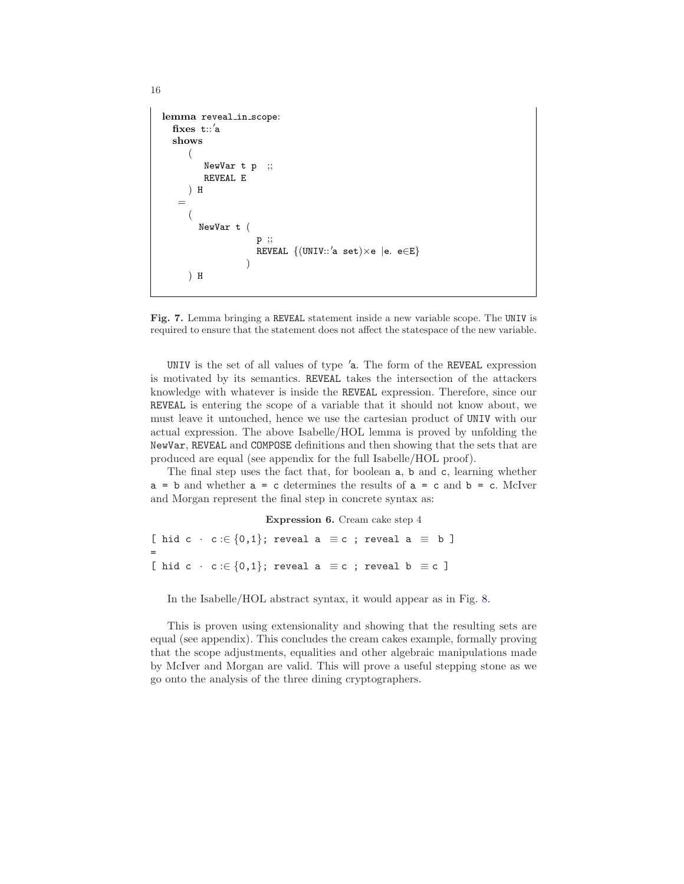```
lemma reveal_in_scope:
  fixes t::'a
  shows
    (
      NewVar t p  ;;
      REVEAL E
    ) H
   =
    (
     NewVar t (
                p ;;
                REVEAL {(UNIV::'a set)×e |e. e∈E}
              )
    ) H
```

**Fig. 7.** Lemma bringing a REVEAL statement inside a new variable scope. The UNIV is required to ensure that the statement does not affect the statespace of the new variable.

UNIV is the set of all values of type 'a. The form of the REVEAL expression is motivated by its semantics. REVEAL takes the intersection of the attackers knowledge with whatever is inside the REVEAL expression. Therefore, since our REVEAL is entering the scope of a variable that it should not know about, we must leave it untouched, hence we use the cartesian product of UNIV with our actual expression. The above Isabelle/HOL lemma is proved by unfolding the NewVar, REVEAL and COMPOSE definitions and then showing that the sets that are produced are equal (see appendix for the full Isabelle/HOL proof).

The final step uses the fact that, for boolean a, b and c, learning whether a = b and whether a = c determines the results of a = c and b = c. McIver and Morgan represent the final step in concrete syntax as:

**Expression 6.** Cream cake step 4

```
[ hid c · c :∈ {0,1}; reveal a ≡ c ; reveal a ≡ b ]
=
[ hid c · c :∈ {0,1}; reveal a ≡ c ; reveal b ≡ c ]
```

In the Isabelle/HOL abstract syntax, it would appear as in Fig. 8.

This is proven using extensionality and showing that the resulting sets are equal (see appendix). This concludes the cream cakes example, formally proving that the scope adjustments, equalities and other algebraic manipulations made by McIver and Morgan are valid. This will prove a useful stepping stone as we go onto the analysis of the three dining cryptographers.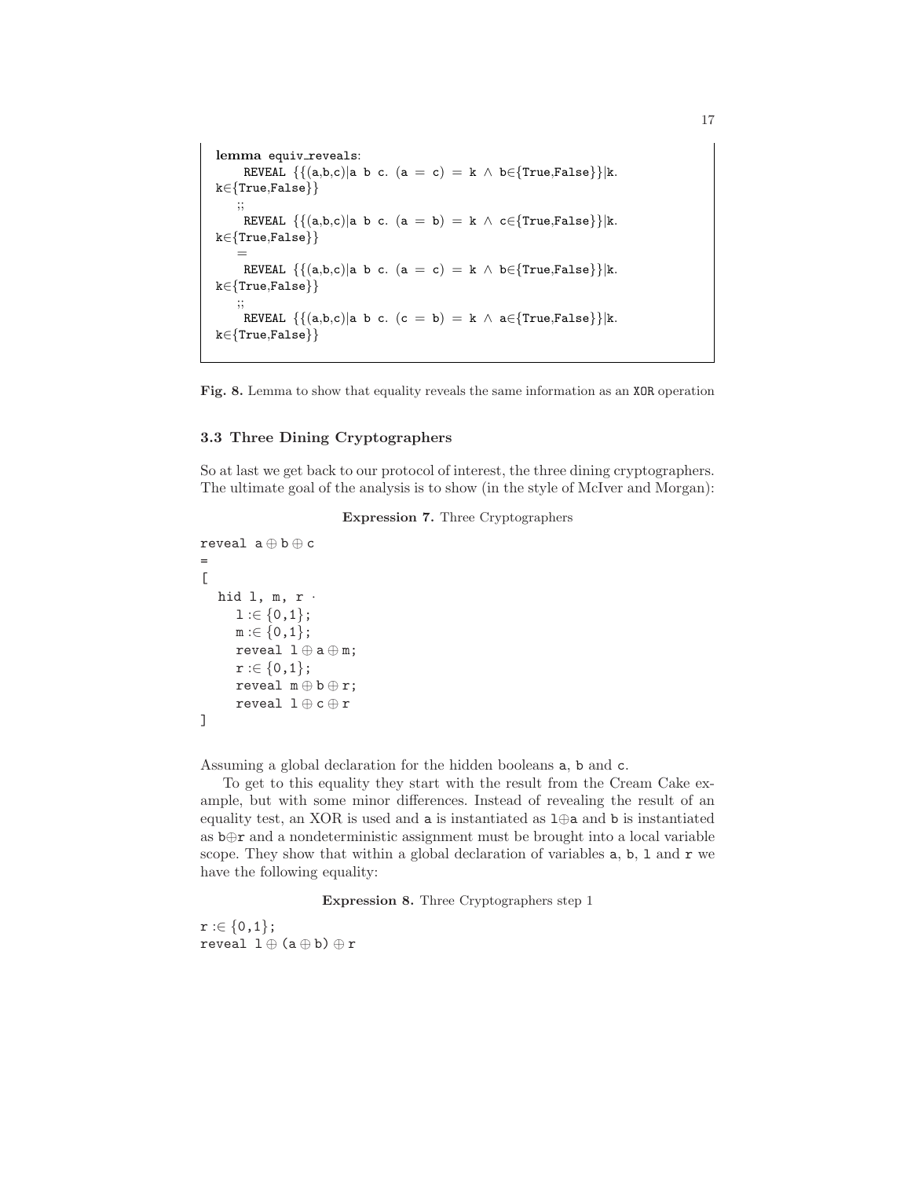```
lemma equiv_reveals:
     REVEAL {{(a,b,c)|a b c. (a = c) = k ∧ b∈{True,False}}|k.
k∈{True,False}}
    ;;
     REVEAL {{(a,b,c)|a b c. (a = b) = k ∧ c∈{True,False}}|k.
k∈{True,False}}
    =
     REVEAL {{(a,b,c)|a b c. (a = c) = k ∧ b∈{True,False}}|k.
k∈{True,False}}
    ;;
     REVEAL {{(a,b,c)|a b c. (c = b) = k ∧ a∈{True,False}}|k.
k∈{True,False}}
```

**Fig. 8.** Lemma to show that equality reveals the same information as an XOR operation

### 3.3 Three Dining Cryptographers

So at last we get back to our protocol of interest, the three dining cryptographers. The ultimate goal of the analysis is to show (in the style of McIver and Morgan):

**Expression 7.** Three Cryptographers

```
reveal a ⊕ b ⊕ c
=
[
  hid l, m, r ·
    l :∈ {0,1};
    m :∈ {0,1};
    reveal l ⊕ a ⊕ m;
    r :∈ {0,1};
    reveal m ⊕ b ⊕ r;
    reveal l ⊕ c ⊕ r
]
```

Assuming a global declaration for the hidden booleans a, b and c.

To get to this equality they start with the result from the Cream Cake example, but with some minor differences. Instead of revealing the result of an equality test, an XOR is used and a is instantiated as l⊕a and b is instantiated as b⊕r and a nondeterministic assignment must be brought into a local variable scope. They show that within a global declaration of variables a, b, l and r we have the following equality:

**Expression 8.** Three Cryptographers step 1

```
r :∈ {0,1};
reveal l ⊕ (a ⊕ b) ⊕ r
```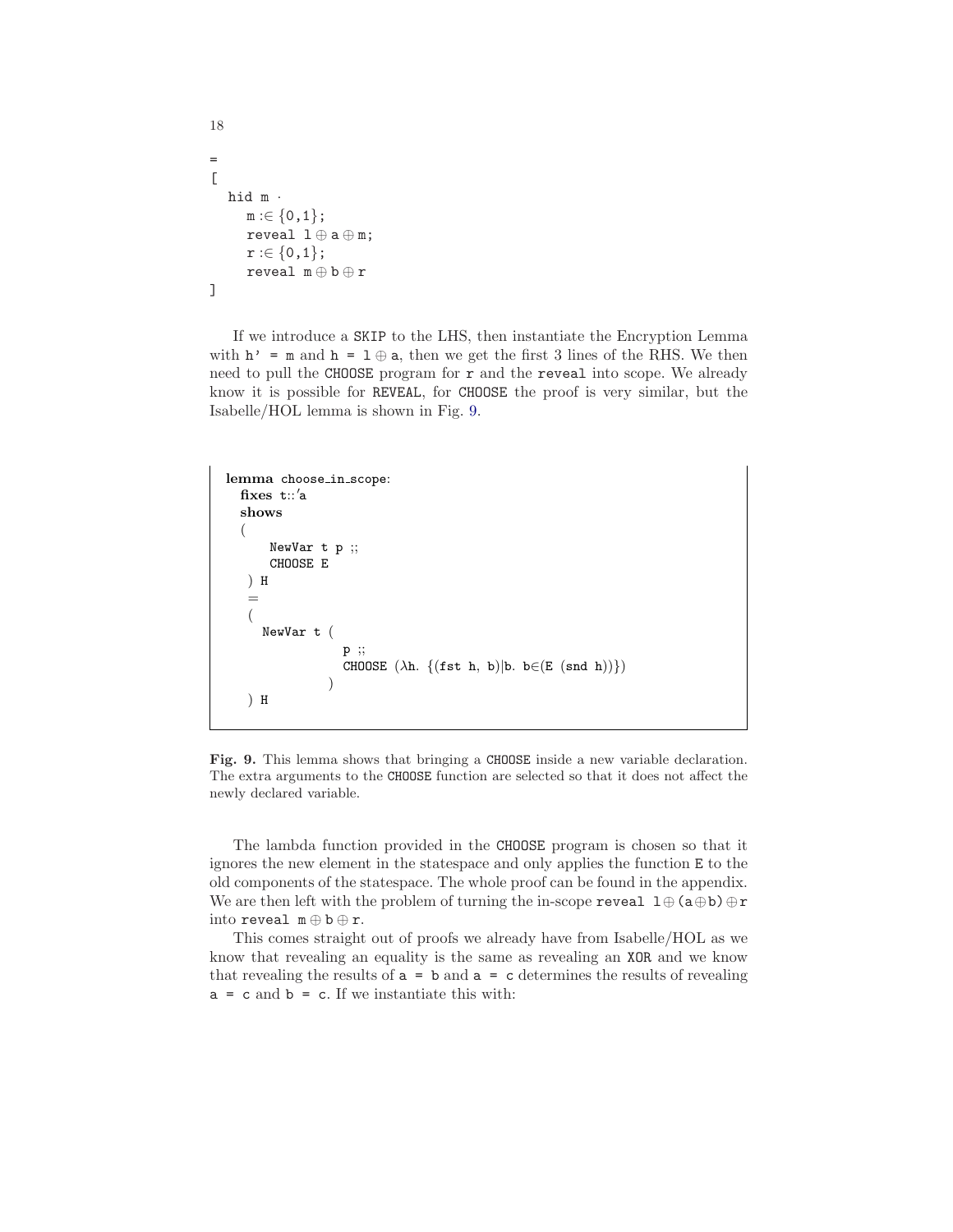```
=
[
  hid m ·
    m :∈ {0,1};
    reveal l ⊕ a ⊕ m;
    r :∈ {0,1};
    reveal m ⊕ b ⊕ r
]
```

If we introduce a `SKIP` to the LHS, then instantiate the Encryption Lemma with `h' = m` and `h = l ⊕ a`, then we get the first 3 lines of the RHS. We then need to pull the `CHOOSE` program for `r` and the `reveal` into scope. We already know it is possible for `REVEAL`, for `CHOOSE` the proof is very similar, but the Isabelle/HOL lemma is shown in Fig. 9.

```
lemma choose_in_scope:
  fixes t::'a
  shows
  (
      NewVar t p ;;
      CHOOSE E
   ) H
   =
   (
     NewVar t (
                 p ;;
                 CHOOSE (λh. {(fst h, b)|b. b∈(E (snd h))})
               )
   ) H
```

**Fig. 9.** This lemma shows that bringing a `CHOOSE` inside a new variable declaration. The extra arguments to the `CHOOSE` function are selected so that it does not affect the newly declared variable.

The lambda function provided in the `CHOOSE` program is chosen so that it ignores the new element in the statespace and only applies the function `E` to the old components of the statespace. The whole proof can be found in the appendix. We are then left with the problem of turning the in-scope `reveal l ⊕ (a⊕b) ⊕ r` into `reveal m ⊕ b ⊕ r`.

This comes straight out of proofs we already have from Isabelle/HOL as we know that revealing an equality is the same as revealing an `XOR` and we know that revealing the results of `a = b` and `a = c` determines the results of revealing `a = c` and `b = c`. If we instantiate this with: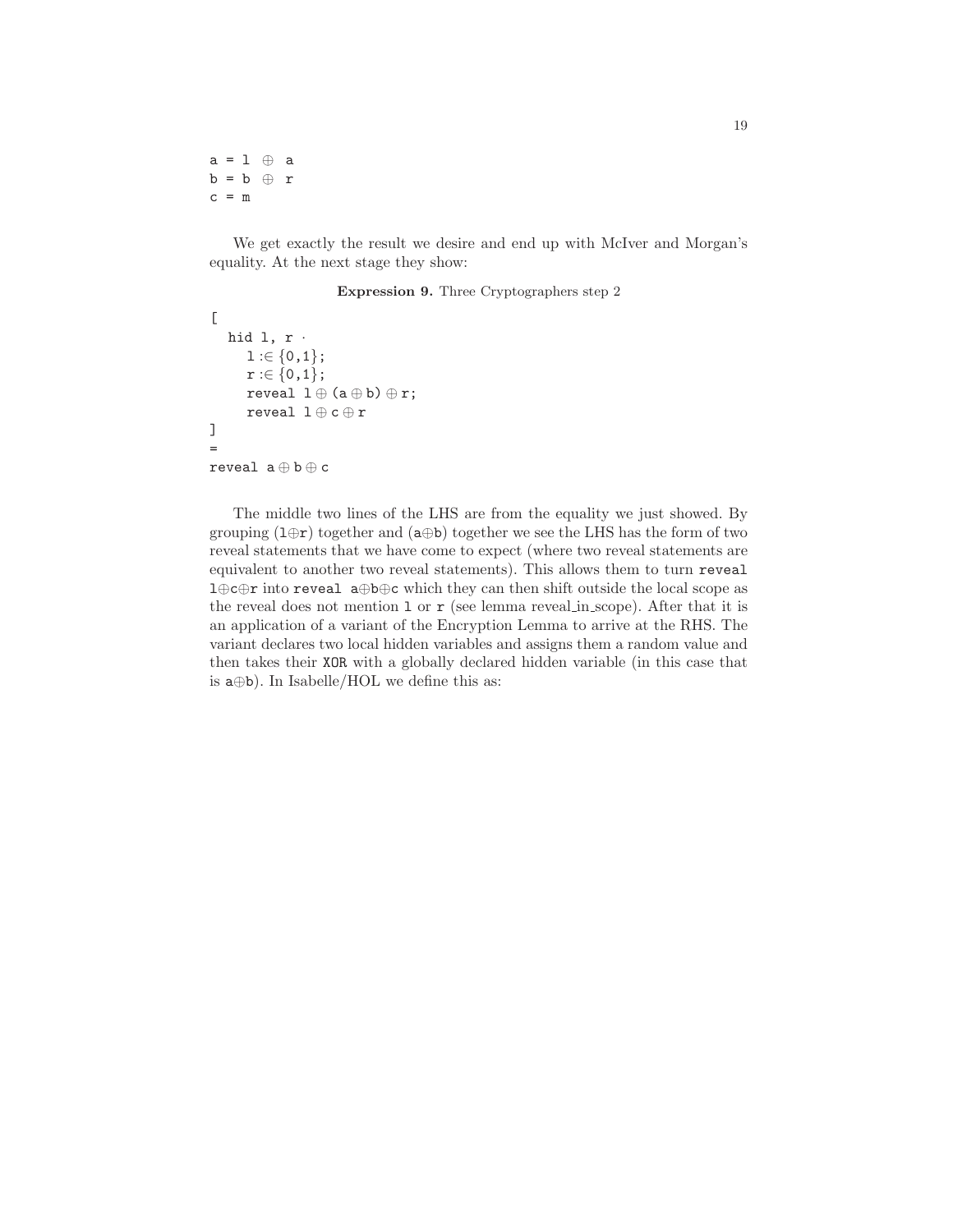```
a = l ⊕ a
b = b ⊕ r
c = m
```

We get exactly the result we desire and end up with McIver and Morgan's equality. At the next stage they show:

**Expression 9.** Three Cryptographers step 2

```
[
  hid l, r ·
    l :∈ {0,1};
    r :∈ {0,1};
    reveal l ⊕ (a ⊕ b) ⊕ r;
    reveal l ⊕ c ⊕ r
]
=
reveal a ⊕ b ⊕ c
```

The middle two lines of the LHS are from the equality we just showed. By grouping (l⊕r) together and (a⊕b) together we see the LHS has the form of two reveal statements that we have come to expect (where two reveal statements are equivalent to another two reveal statements). This allows them to turn `reveal l⊕c⊕r` into `reveal a⊕b⊕c` which they can then shift outside the local scope as the reveal does not mention `l` or `r` (see lemma reveal_in_scope). After that it is an application of a variant of the Encryption Lemma to arrive at the RHS. The variant declares two local hidden variables and assigns them a random value and then takes their `XOR` with a globally declared hidden variable (in this case that is a⊕b). In Isabelle/HOL we define this as: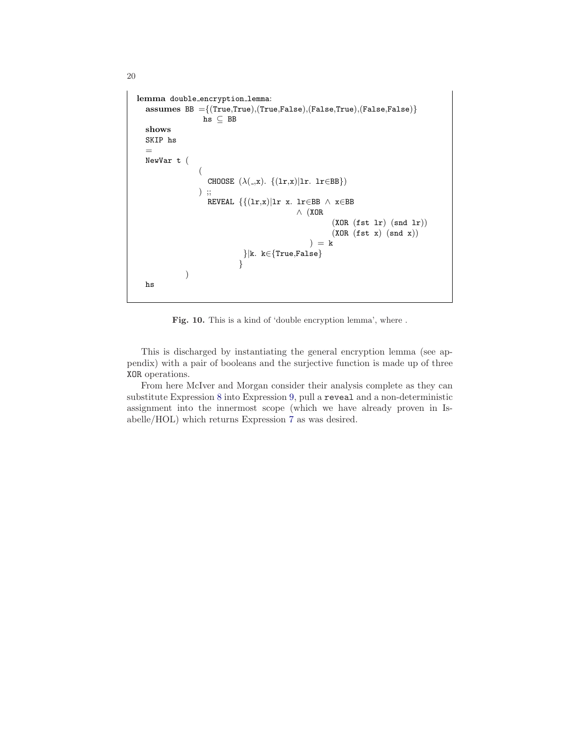```
lemma double_encryption_lemma:
  assumes BB ={(True,True),(True,False),(False,True),(False,False)}
            hs ⊆ BB
  shows
  SKIP hs
  =
  NewVar t (
             (
               CHOOSE (λ(_,x). {(lr,x)|lr. lr∈BB})
             ) ;;
               REVEAL {{(lr,x)|lr x. lr∈BB ∧ x∈BB
                                        ∧ (XOR
                                                (XOR (fst lr) (snd lr))
                                                (XOR (fst x) (snd x))
                                             ) = k
                        }|k. k∈{True,False}
                       }
           )
  hs
```

**Fig. 10.** This is a kind of 'double encryption lemma', where .

This is discharged by instantiating the general encryption lemma (see appendix) with a pair of booleans and the surjective function is made up of three `XOR` operations.

From here McIver and Morgan consider their analysis complete as they can substitute Expression 8 into Expression 9, pull a `reveal` and a non-deterministic assignment into the innermost scope (which we have already proven in Isabelle/HOL) which returns Expression 7 as was desired.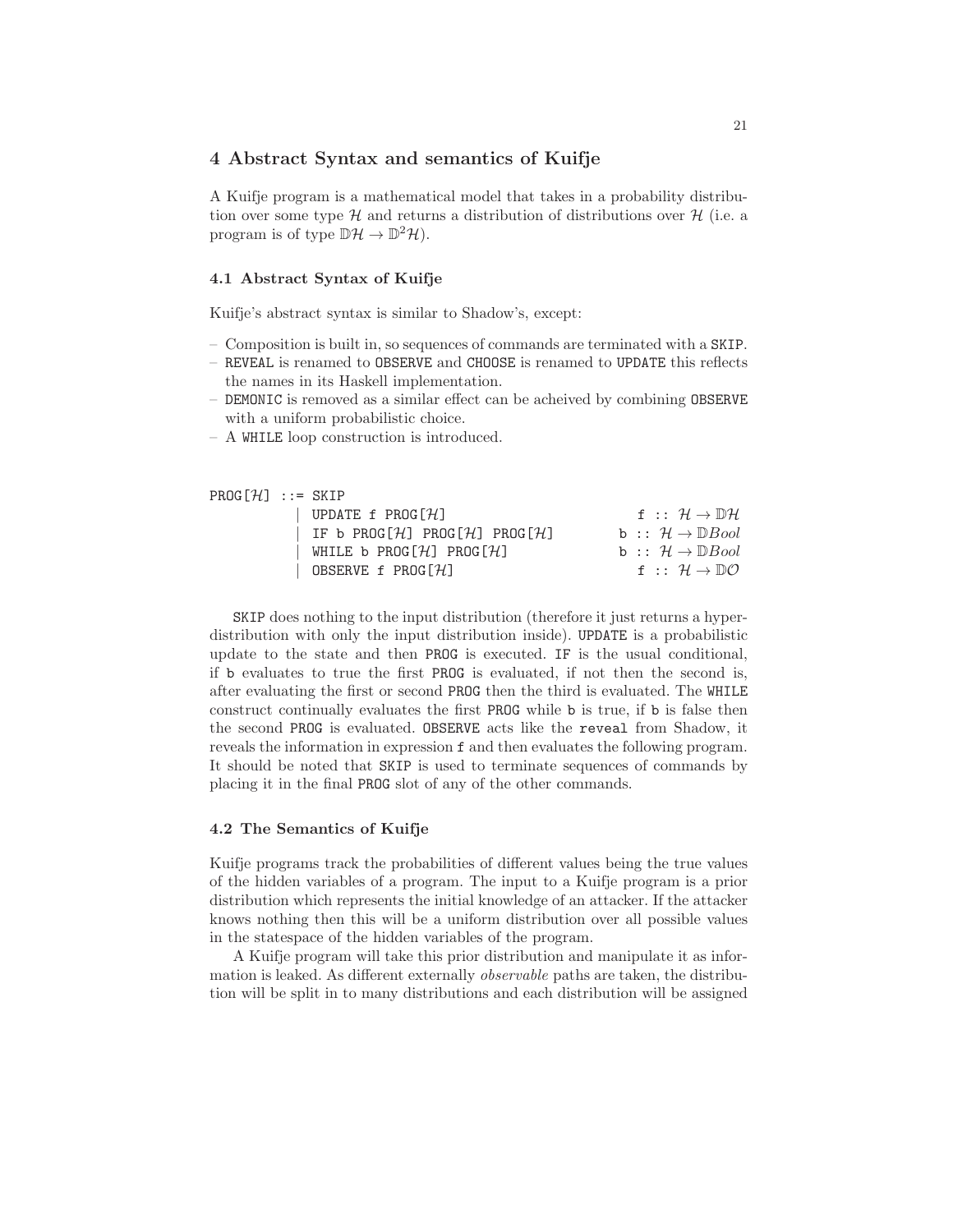## 4 Abstract Syntax and semantics of Kuifje

A Kuifje program is a mathematical model that takes in a probability distribution over some type $\mathcal{H}$ and returns a distribution of distributions over $\mathcal{H}$ (i.e. a program is of type $\mathbb{D}\mathcal{H} \to \mathbb{D}^2\mathcal{H}$).

### 4.1 Abstract Syntax of Kuifje

Kuifje's abstract syntax is similar to Shadow's, except:

- Composition is built in, so sequences of commands are terminated with a SKIP.
- REVEAL is renamed to OBSERVE and CHOOSE is renamed to UPDATE this reflects the names in its Haskell implementation.
- DEMONIC is removed as a similar effect can be acheived by combining OBSERVE with a uniform probabilistic choice.
- A WHILE loop construction is introduced.

```
PROG[H] ::= SKIP
          | UPDATE f PROG[H]                    f :: H → DH
          | IF b PROG[H] PROG[H] PROG[H]        b :: H → DBool
          | WHILE b PROG[H] PROG[H]             b :: H → DBool
          | OBSERVE f PROG[H]                   f :: H → DO
```

SKIP does nothing to the input distribution (therefore it just returns a hyper-distribution with only the input distribution inside). UPDATE is a probabilistic update to the state and then PROG is executed. IF is the usual conditional, if b evaluates to true the first PROG is evaluated, if not then the second is, after evaluating the first or second PROG then the third is evaluated. The WHILE construct continually evaluates the first PROG while b is true, if b is false then the second PROG is evaluated. OBSERVE acts like the reveal from Shadow, it reveals the information in expression f and then evaluates the following program. It should be noted that SKIP is used to terminate sequences of commands by placing it in the final PROG slot of any of the other commands.

### 4.2 The Semantics of Kuifje

Kuifje programs track the probabilities of different values being the true values of the hidden variables of a program. The input to a Kuifje program is a prior distribution which represents the initial knowledge of an attacker. If the attacker knows nothing then this will be a uniform distribution over all possible values in the statespace of the hidden variables of the program.

A Kuifje program will take this prior distribution and manipulate it as information is leaked. As different externally *observable* paths are taken, the distribution will be split in to many distributions and each distribution will be assigned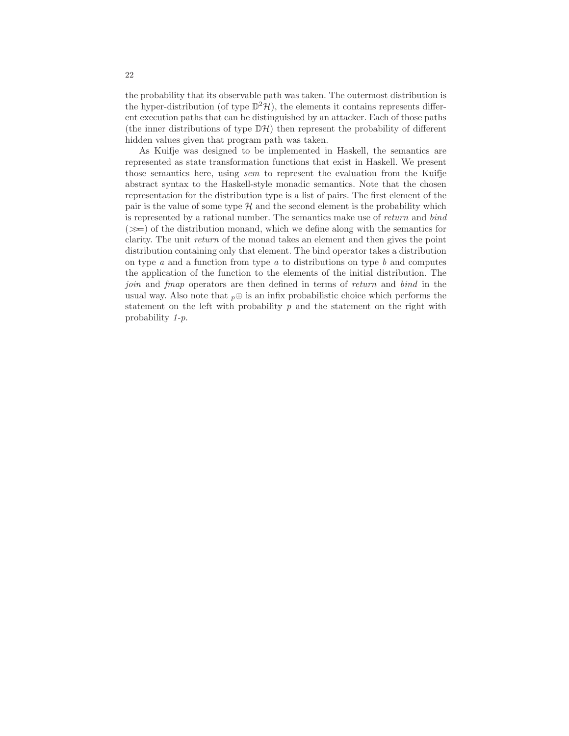the probability that its observable path was taken. The outermost distribution is the hyper-distribution (of type $\mathbb{D}^2\mathcal{H}$), the elements it contains represents different execution paths that can be distinguished by an attacker. Each of those paths (the inner distributions of type $\mathbb{D}\mathcal{H}$) then represent the probability of different hidden values given that program path was taken.

As Kuifje was designed to be implemented in Haskell, the semantics are represented as state transformation functions that exist in Haskell. We present those semantics here, using *sem* to represent the evaluation from the Kuifje abstract syntax to the Haskell-style monadic semantics. Note that the chosen representation for the distribution type is a list of pairs. The first element of the pair is the value of some type $\mathcal{H}$ and the second element is the probability which is represented by a rational number. The semantics make use of *return* and *bind* ($\gg\!=$) of the distribution monand, which we define along with the semantics for clarity. The unit *return* of the monad takes an element and then gives the point distribution containing only that element. The bind operator takes a distribution on type $a$ and a function from type $a$ to distributions on type $b$ and computes the application of the function to the elements of the initial distribution. The *join* and *fmap* operators are then defined in terms of *return* and *bind* in the usual way. Also note that ${}_p\oplus$ is an infix probabilistic choice which performs the statement on the left with probability $p$ and the statement on the right with probability *1-p*.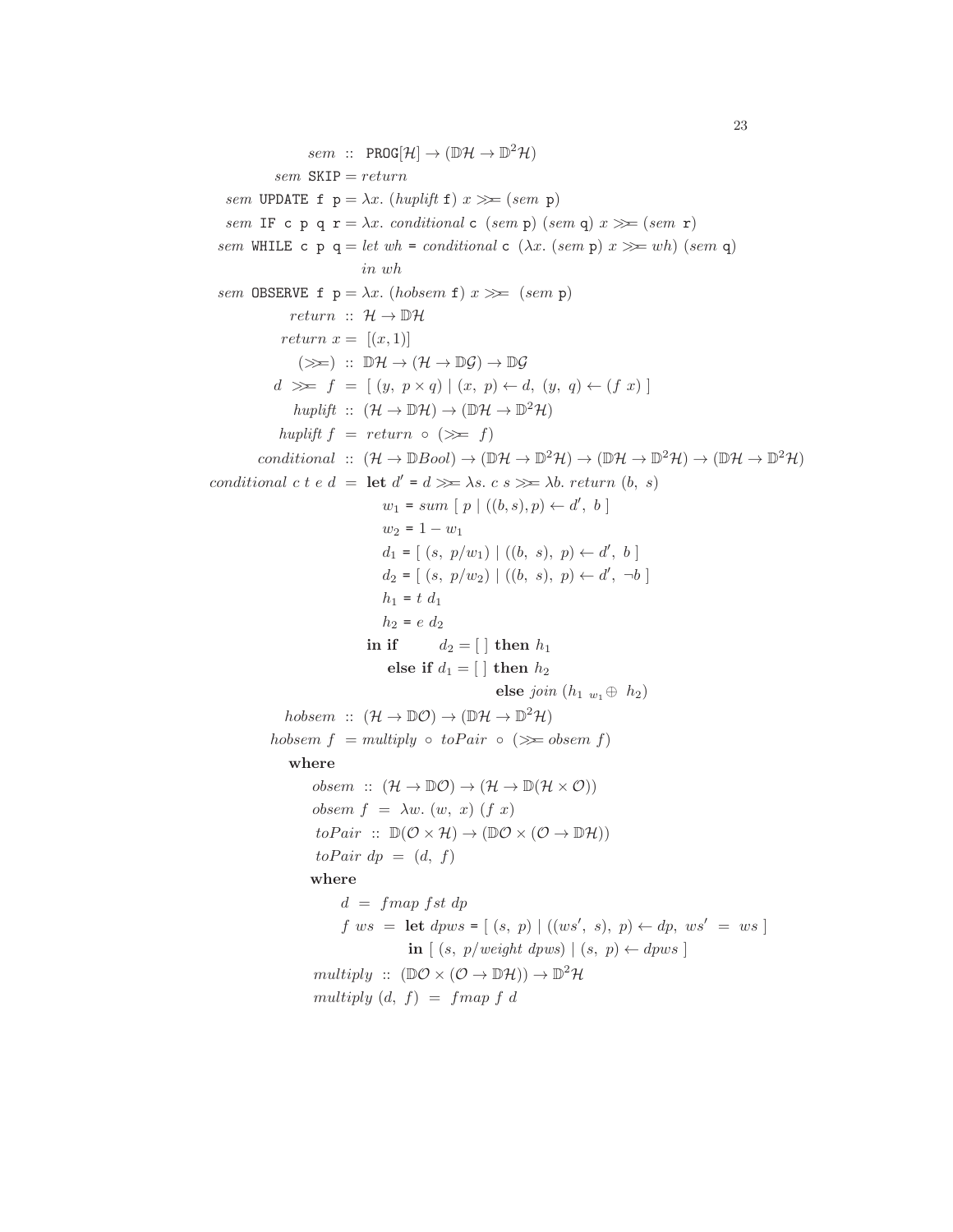$$
\begin{aligned}
sem &:: \ \texttt{PROG}[\mathcal{H}] \rightarrow (\mathbb{D}\mathcal{H} \rightarrow \mathbb{D}^2\mathcal{H}) \\
sem\ \texttt{SKIP} &= return \\
sem\ \texttt{UPDATE f p} &= \lambda x.\ (huplift\ \texttt{f})\ x \gg\!= (sem\ \texttt{p}) \\
sem\ \texttt{IF c p q r} &= \lambda x.\ conditional\ \texttt{c}\ (sem\ \texttt{p})\ (sem\ \texttt{q})\ x \gg\!= (sem\ \texttt{r}) \\
sem\ \texttt{WHILE c p q} &= let\ wh = conditional\ \texttt{c}\ (\lambda x.\ (sem\ \texttt{p})\ x \gg\!= wh)\ (sem\ \texttt{q}) \\
&\quad\ in\ wh \\
sem\ \texttt{OBSERVE f p} &= \lambda x.\ (hobsem\ \texttt{f})\ x \gg\!= \ (sem\ \texttt{p}) \\
return &:: \ \mathcal{H} \rightarrow \mathbb{D}\mathcal{H} \\
return\ x &= \ [(x, 1)] \\
(\gg\!=) &:: \ \mathbb{D}\mathcal{H} \rightarrow (\mathcal{H} \rightarrow \mathbb{D}\mathcal{G}) \rightarrow \mathbb{D}\mathcal{G} \\
d\ \gg\!=\ f &= \ [\ (y,\ p \times q) \mid (x,\ p) \leftarrow d,\ (y,\ q) \leftarrow (f\ x)\ ] \\
huplift &:: \ (\mathcal{H} \rightarrow \mathbb{D}\mathcal{H}) \rightarrow (\mathbb{D}\mathcal{H} \rightarrow \mathbb{D}^2\mathcal{H}) \\
huplift\ f &= \ return\ \circ\ (\gg\!=\ f) \\
conditional &:: \ (\mathcal{H} \rightarrow \mathbb{D}Bool) \rightarrow (\mathbb{D}\mathcal{H} \rightarrow \mathbb{D}^2\mathcal{H}) \rightarrow (\mathbb{D}\mathcal{H} \rightarrow \mathbb{D}^2\mathcal{H}) \rightarrow (\mathbb{D}\mathcal{H} \rightarrow \mathbb{D}^2\mathcal{H}) \\
conditional\ c\ t\ e\ d &= \ \mathbf{let}\ d' = d \gg\!= \lambda s.\ c\ s \gg\!= \lambda b.\ return\ (b,\ s) \\
&\qquad\quad w_1 = sum\ [\ p \mid ((b, s), p) \leftarrow d',\ b\ ] \\
&\qquad\quad w_2 = 1 - w_1 \\
&\qquad\quad d_1 = [\ (s,\ p/w_1) \mid ((b,\ s),\ p) \leftarrow d',\ b\ ] \\
&\qquad\quad d_2 = [\ (s,\ p/w_2) \mid ((b,\ s),\ p) \leftarrow d',\ \neg b\ ] \\
&\qquad\quad h_1 = t\ d_1 \\
&\qquad\quad h_2 = e\ d_2 \\
&\quad\ \mathbf{in\ if}\quad d_2 = [\ ]\ \mathbf{then}\ h_1 \\
&\qquad\quad \mathbf{else\ if}\ d_1 = [\ ]\ \mathbf{then}\ h_2 \\
&\qquad\qquad\qquad\qquad \mathbf{else}\ join\ (h_1\ {}_{w_1}\!\oplus\ h_2) \\
hobsem &:: \ (\mathcal{H} \rightarrow \mathbb{D}\mathcal{O}) \rightarrow (\mathbb{D}\mathcal{H} \rightarrow \mathbb{D}^2\mathcal{H}) \\
hobsem\ f &= multiply\ \circ\ toPair\ \circ\ (\gg\!= obsem\ f)
\end{aligned}
$$

**where**

$$
\begin{aligned}
obsem &:: \ (\mathcal{H} \rightarrow \mathbb{D}\mathcal{O}) \rightarrow (\mathcal{H} \rightarrow \mathbb{D}(\mathcal{H} \times \mathcal{O})) \\
obsem\ f &= \ \lambda w.\ (w,\ x)\ (f\ x) \\
toPair &:: \ \mathbb{D}(\mathcal{O} \times \mathcal{H}) \rightarrow (\mathbb{D}\mathcal{O} \times (\mathcal{O} \rightarrow \mathbb{D}\mathcal{H})) \\
toPair\ dp &= \ (d,\ f)
\end{aligned}
$$

**where**

$$
\begin{aligned}
d &= \ fmap\ fst\ dp \\
f\ ws &= \ \mathbf{let}\ dpws = [\ (s,\ p) \mid ((ws',\ s),\ p) \leftarrow dp,\ ws' \ = \ ws\ ] \\
&\qquad \mathbf{in}\ [\ (s,\ p/weight\ dpws) \mid (s,\ p) \leftarrow dpws\ ]
\end{aligned}
$$

$$
\begin{aligned}
multiply &:: \ (\mathbb{D}\mathcal{O} \times (\mathcal{O} \rightarrow \mathbb{D}\mathcal{H})) \rightarrow \mathbb{D}^2\mathcal{H} \\
multiply\ (d,\ f) &= \ fmap\ f\ d
\end{aligned}
$$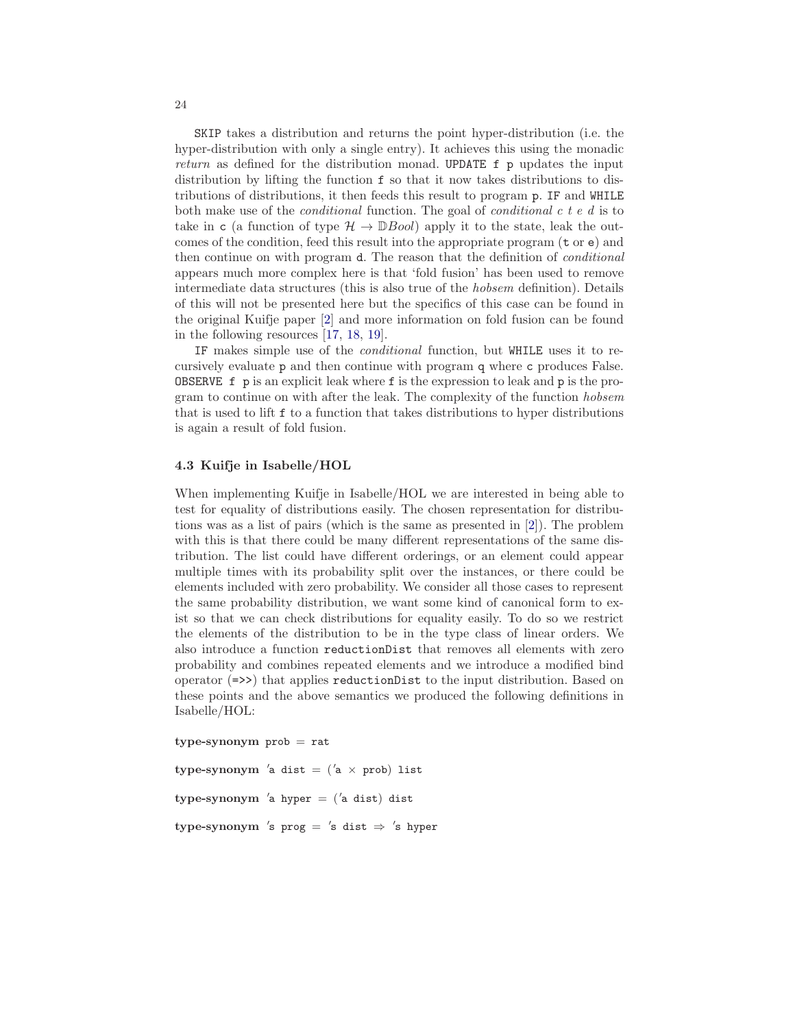`SKIP` takes a distribution and returns the point hyper-distribution (i.e. the hyper-distribution with only a single entry). It achieves this using the monadic *return* as defined for the distribution monad. `UPDATE f p` updates the input distribution by lifting the function `f` so that it now takes distributions to distributions of distributions, it then feeds this result to program `p`. `IF` and `WHILE` both make use of the *conditional* function. The goal of *conditional c t e d* is to take in `c` (a function of type $\mathcal{H} \rightarrow \mathbb{D}Bool$) apply it to the state, leak the outcomes of the condition, feed this result into the appropriate program (`t` or `e`) and then continue on with program `d`. The reason that the definition of *conditional* appears much more complex here is that 'fold fusion' has been used to remove intermediate data structures (this is also true of the *hobsem* definition). Details of this will not be presented here but the specifics of this case can be found in the original Kuifje paper [2] and more information on fold fusion can be found in the following resources [17, 18, 19].

`IF` makes simple use of the *conditional* function, but `WHILE` uses it to recursively evaluate `p` and then continue with program `q` where `c` produces False. `OBSERVE f p` is an explicit leak where `f` is the expression to leak and `p` is the program to continue on with after the leak. The complexity of the function *hobsem* that is used to lift `f` to a function that takes distributions to hyper distributions is again a result of fold fusion.

### 4.3 Kuifje in Isabelle/HOL

When implementing Kuifje in Isabelle/HOL we are interested in being able to test for equality of distributions easily. The chosen representation for distributions was as a list of pairs (which is the same as presented in [2]). The problem with this is that there could be many different representations of the same distribution. The list could have different orderings, or an element could appear multiple times with its probability split over the instances, or there could be elements included with zero probability. We consider all those cases to represent the same probability distribution, we want some kind of canonical form to exist so that we can check distributions for equality easily. To do so we restrict the elements of the distribution to be in the type class of linear orders. We also introduce a function `reductionDist` that removes all elements with zero probability and combines repeated elements and we introduce a modified bind operator (`=>>`) that applies `reductionDist` to the input distribution. Based on these points and the above semantics we produced the following definitions in Isabelle/HOL:

```
type-synonym prob = rat

type-synonym 'a dist = ('a × prob) list

type-synonym 'a hyper = ('a dist) dist

type-synonym 's prog = 's dist ⇒ 's hyper
```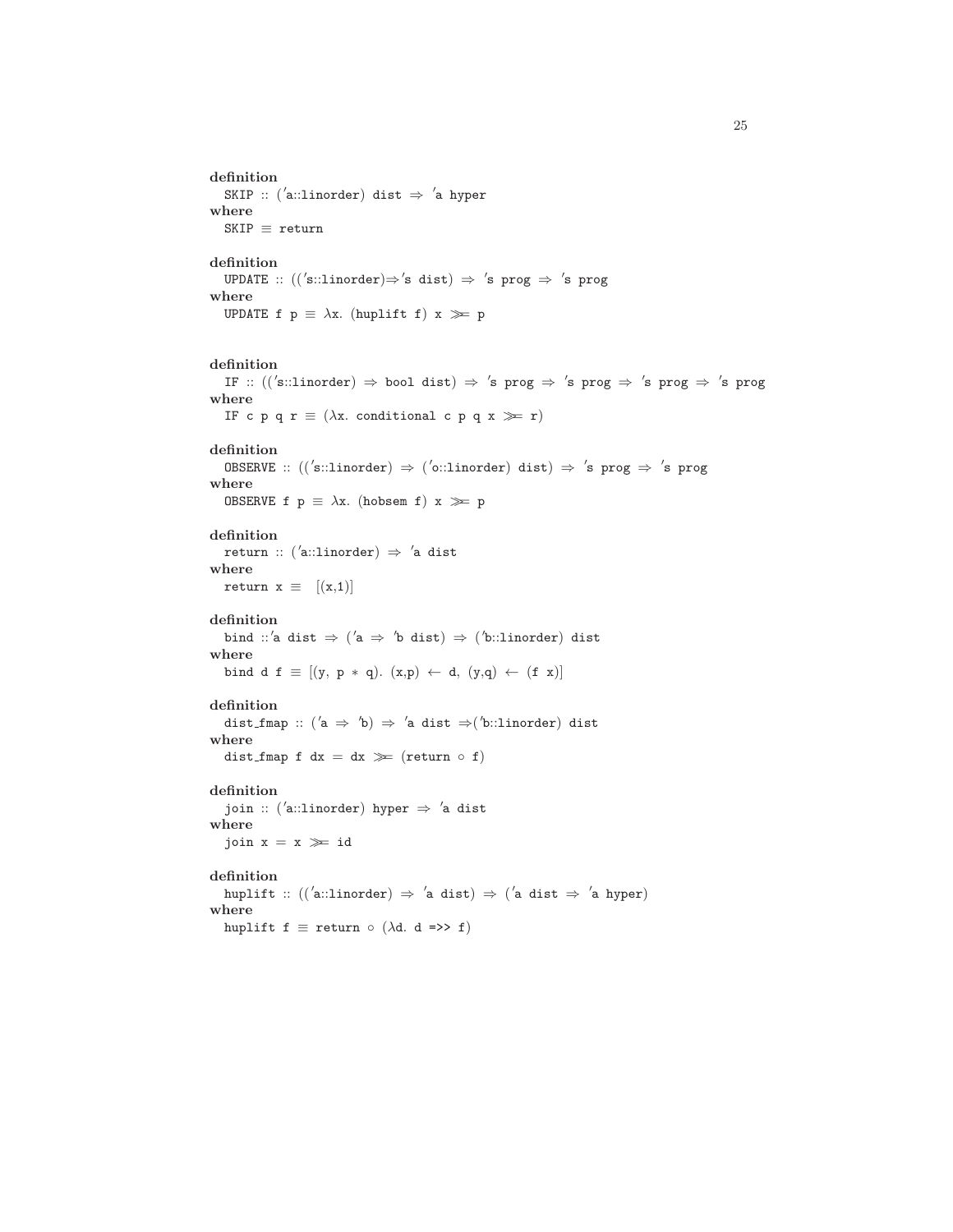**definition**
```
SKIP :: ('a::linorder) dist ⇒ 'a hyper
```
**where**
```
SKIP ≡ return
```

**definition**
```
UPDATE :: (('s::linorder)⇒'s dist) ⇒ 's prog ⇒ 's prog
```
**where**
```
UPDATE f p ≡ λx. (huplift f) x ≫= p
```

**definition**
```
IF :: (('s::linorder) ⇒ bool dist) ⇒ 's prog ⇒ 's prog ⇒ 's prog ⇒ 's prog
```
**where**
```
IF c p q r ≡ (λx. conditional c p q x ≫= r)
```

**definition**
```
OBSERVE :: (('s::linorder) ⇒ ('o::linorder) dist) ⇒ 's prog ⇒ 's prog
```
**where**
```
OBSERVE f p ≡ λx. (hobsem f) x ≫= p
```

**definition**
```
return :: ('a::linorder) ⇒ 'a dist
```
**where**
```
return x ≡  [(x,1)]
```

**definition**
```
bind ::'a dist ⇒ ('a ⇒ 'b dist) ⇒ ('b::linorder) dist
```
**where**
```
bind d f ≡ [(y, p * q). (x,p) ← d, (y,q) ← (f x)]
```

**definition**
```
dist_fmap :: ('a ⇒ 'b) ⇒ 'a dist ⇒('b::linorder) dist
```
**where**
```
dist_fmap f dx = dx ≫= (return ∘ f)
```

**definition**
```
join :: ('a::linorder) hyper ⇒ 'a dist
```
**where**
```
join x = x ≫= id
```

**definition**
```
huplift :: (('a::linorder) ⇒ 'a dist) ⇒ ('a dist ⇒ 'a hyper)
```
**where**
```
huplift f ≡ return ∘ (λd. d =>> f)
```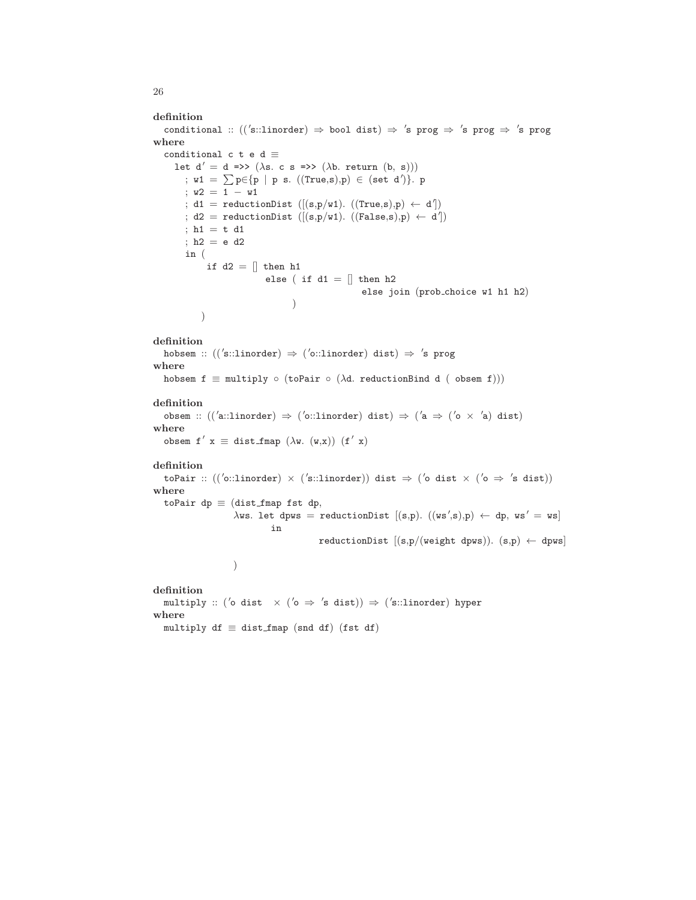```
definition
  conditional :: (('s::linorder) ⇒ bool dist) ⇒ 's prog ⇒ 's prog ⇒ 's prog
where
  conditional c t e d ≡
    let d' = d =>> (λs. c s =>> (λb. return (b, s)))
      ; w1 = ∑p∈{p | p s. ((True,s),p) ∈ (set d')}. p
      ; w2 = 1 − w1
      ; d1 = reductionDist ([(s,p/w1). ((True,s),p) ← d'])
      ; d2 = reductionDist ([(s,p/w1). ((False,s),p) ← d'])
      ; h1 = t d1
      ; h2 = e d2
      in (
          if d2 = [] then h1
                     else ( if d1 = [] then h2
                                       else join (prob_choice w1 h1 h2)
                          )
         )

definition
  hobsem :: (('s::linorder) ⇒ ('o::linorder) dist) ⇒ 's prog
where
  hobsem f ≡ multiply ∘ (toPair ∘ (λd. reductionBind d ( obsem f)))

definition
  obsem :: (('a::linorder) ⇒ ('o::linorder) dist) ⇒ ('a ⇒ ('o × 'a) dist)
where
  obsem f' x ≡ dist_fmap (λw. (w,x)) (f' x)

definition
  toPair :: (('o::linorder) × ('s::linorder)) dist ⇒ ('o dist × ('o ⇒ 's dist))
where
  toPair dp ≡ (dist_fmap fst dp,
              λws. let dpws = reductionDist [(s,p). ((ws',s),p) ← dp, ws' = ws]
                   in
                        reductionDist [(s,p/(weight dpws)). (s,p) ← dpws]

              )

definition
  multiply :: ('o dist  × ('o ⇒ 's dist)) ⇒ ('s::linorder) hyper
where
  multiply df ≡ dist_fmap (snd df) (fst df)
```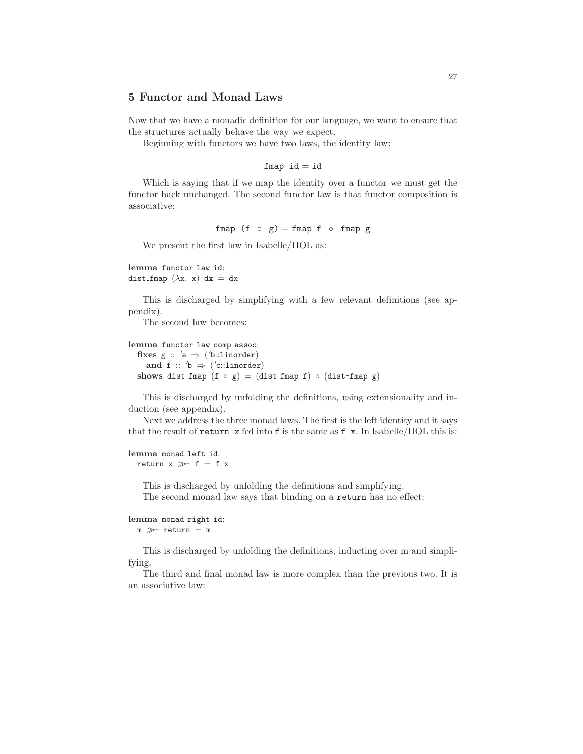## 5 Functor and Monad Laws

Now that we have a monadic definition for our language, we want to ensure that the structures actually behave the way we expect.

Beginning with functors we have two laws, the identity law:

```
fmap id = id
```

Which is saying that if we map the identity over a functor we must get the functor back unchanged. The second functor law is that functor composition is associative:

```
fmap (f ∘ g) = fmap f ∘ fmap g
```

We present the first law in Isabelle/HOL as:

```
lemma functor_law_id:
dist_fmap (λx. x) dx = dx
```

This is discharged by simplifying with a few relevant definitions (see appendix).

The second law becomes:

```
lemma functor_law_comp_assoc:
  fixes g :: 'a ⇒ ('b::linorder)
    and f :: 'b ⇒ ('c::linorder)
  shows dist_fmap (f ∘ g) = (dist_fmap f) ∘ (dist-fmap g)
```

This is discharged by unfolding the definitions, using extensionality and induction (see appendix).

Next we address the three monad laws. The first is the left identity and it says that the result of `return x` fed into `f` is the same as `f x`. In Isabelle/HOL this is:

```
lemma monad_left_id:
  return x ≫= f = f x
```

This is discharged by unfolding the definitions and simplifying.

The second monad law says that binding on a `return` has no effect:

```
lemma monad_right_id:
  m ≫= return = m
```

This is discharged by unfolding the definitions, inducting over m and simplifying.

The third and final monad law is more complex than the previous two. It is an associative law: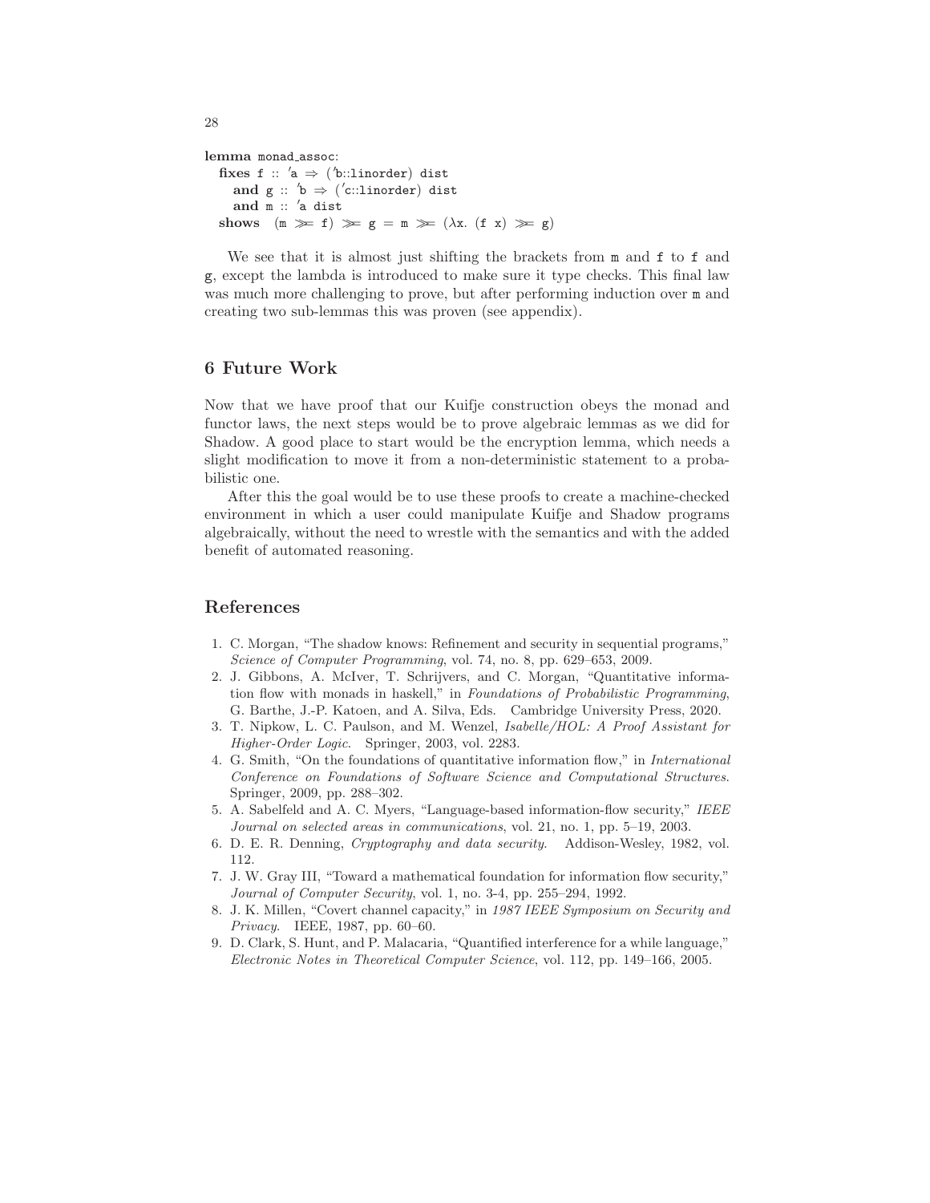```
lemma monad_assoc:
  fixes f :: 'a ⇒ ('b::linorder) dist
    and g :: 'b ⇒ ('c::linorder) dist
    and m :: 'a dist
  shows  (m ≫= f) ≫= g = m ≫= (λx. (f x) ≫= g)
```

We see that it is almost just shifting the brackets from m and f to f and g, except the lambda is introduced to make sure it type checks. This final law was much more challenging to prove, but after performing induction over m and creating two sub-lemmas this was proven (see appendix).

## 6 Future Work

Now that we have proof that our Kuifje construction obeys the monad and functor laws, the next steps would be to prove algebraic lemmas as we did for Shadow. A good place to start would be the encryption lemma, which needs a slight modification to move it from a non-deterministic statement to a probabilistic one.

After this the goal would be to use these proofs to create a machine-checked environment in which a user could manipulate Kuifje and Shadow programs algebraically, without the need to wrestle with the semantics and with the added benefit of automated reasoning.

## References

1. C. Morgan, "The shadow knows: Refinement and security in sequential programs," *Science of Computer Programming*, vol. 74, no. 8, pp. 629–653, 2009.
2. J. Gibbons, A. McIver, T. Schrijvers, and C. Morgan, "Quantitative information flow with monads in haskell," in *Foundations of Probabilistic Programming*, G. Barthe, J.-P. Katoen, and A. Silva, Eds. Cambridge University Press, 2020.
3. T. Nipkow, L. C. Paulson, and M. Wenzel, *Isabelle/HOL: A Proof Assistant for Higher-Order Logic*. Springer, 2003, vol. 2283.
4. G. Smith, "On the foundations of quantitative information flow," in *International Conference on Foundations of Software Science and Computational Structures*. Springer, 2009, pp. 288–302.
5. A. Sabelfeld and A. C. Myers, "Language-based information-flow security," *IEEE Journal on selected areas in communications*, vol. 21, no. 1, pp. 5–19, 2003.
6. D. E. R. Denning, *Cryptography and data security*. Addison-Wesley, 1982, vol. 112.
7. J. W. Gray III, "Toward a mathematical foundation for information flow security," *Journal of Computer Security*, vol. 1, no. 3-4, pp. 255–294, 1992.
8. J. K. Millen, "Covert channel capacity," in *1987 IEEE Symposium on Security and Privacy*. IEEE, 1987, pp. 60–60.
9. D. Clark, S. Hunt, and P. Malacaria, "Quantified interference for a while language," *Electronic Notes in Theoretical Computer Science*, vol. 112, pp. 149–166, 2005.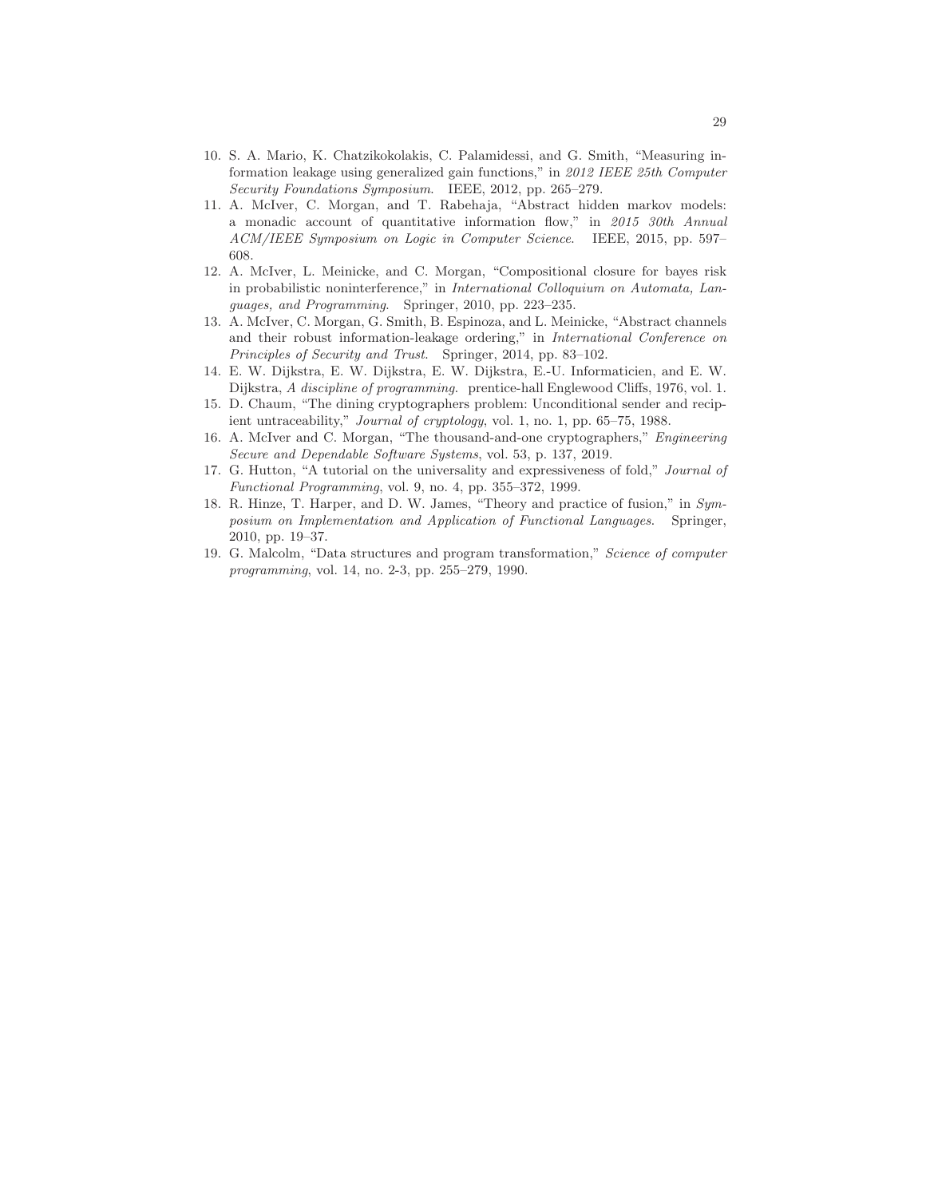10. S. A. Mario, K. Chatzikokolakis, C. Palamidessi, and G. Smith, "Measuring information leakage using generalized gain functions," in *2012 IEEE 25th Computer Security Foundations Symposium*. IEEE, 2012, pp. 265–279.
11. A. McIver, C. Morgan, and T. Rabehaja, "Abstract hidden markov models: a monadic account of quantitative information flow," in *2015 30th Annual ACM/IEEE Symposium on Logic in Computer Science*. IEEE, 2015, pp. 597–608.
12. A. McIver, L. Meinicke, and C. Morgan, "Compositional closure for bayes risk in probabilistic noninterference," in *International Colloquium on Automata, Languages, and Programming*. Springer, 2010, pp. 223–235.
13. A. McIver, C. Morgan, G. Smith, B. Espinoza, and L. Meinicke, "Abstract channels and their robust information-leakage ordering," in *International Conference on Principles of Security and Trust*. Springer, 2014, pp. 83–102.
14. E. W. Dijkstra, E. W. Dijkstra, E. W. Dijkstra, E.-U. Informaticien, and E. W. Dijkstra, *A discipline of programming*. prentice-hall Englewood Cliffs, 1976, vol. 1.
15. D. Chaum, "The dining cryptographers problem: Unconditional sender and recipient untraceability," *Journal of cryptology*, vol. 1, no. 1, pp. 65–75, 1988.
16. A. McIver and C. Morgan, "The thousand-and-one cryptographers," *Engineering Secure and Dependable Software Systems*, vol. 53, p. 137, 2019.
17. G. Hutton, "A tutorial on the universality and expressiveness of fold," *Journal of Functional Programming*, vol. 9, no. 4, pp. 355–372, 1999.
18. R. Hinze, T. Harper, and D. W. James, "Theory and practice of fusion," in *Symposium on Implementation and Application of Functional Languages*. Springer, 2010, pp. 19–37.
19. G. Malcolm, "Data structures and program transformation," *Science of computer programming*, vol. 14, no. 2-3, pp. 255–279, 1990.